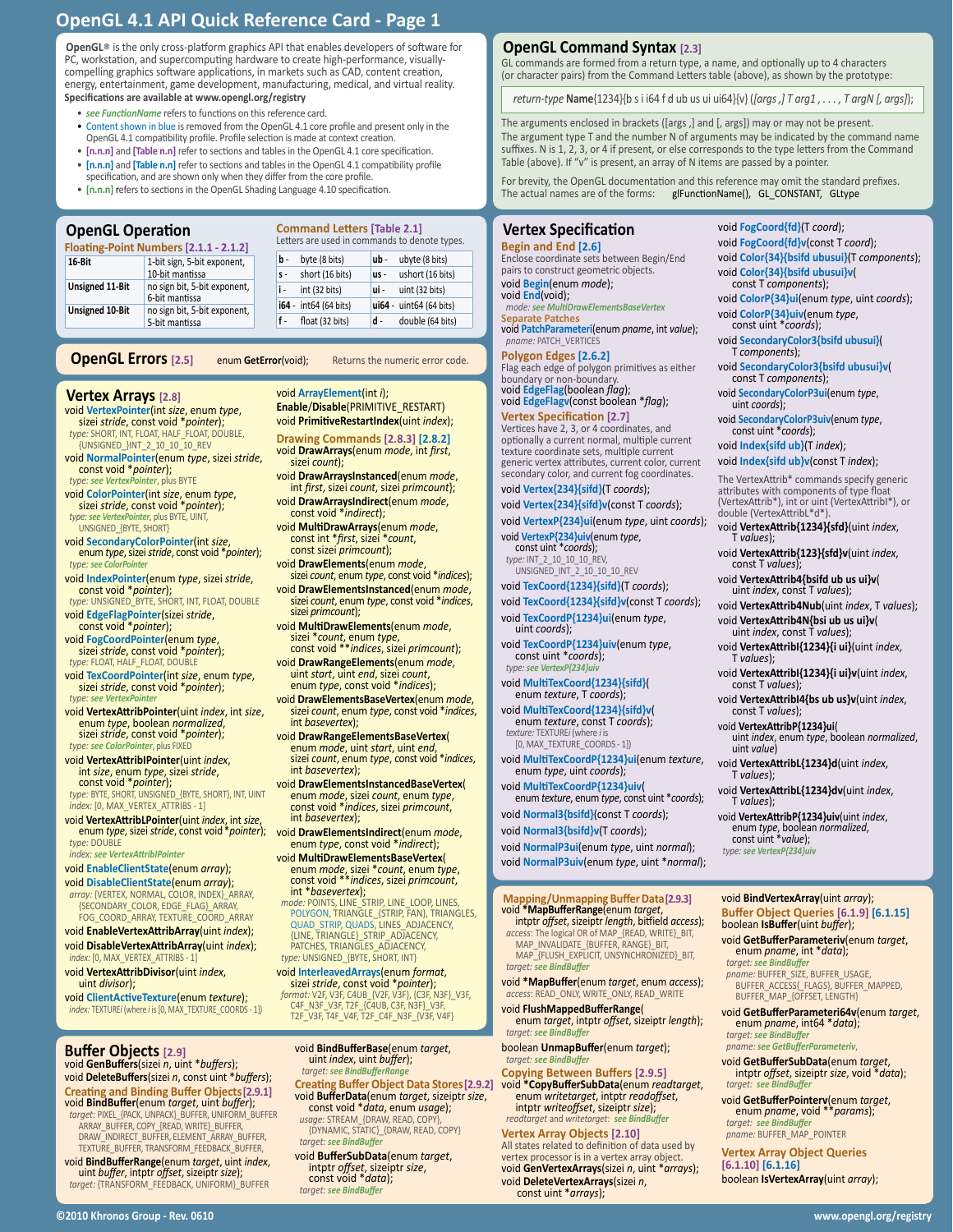# OpenGL 4.1 API Quick Reference Card - Page 1

**OpenGL®** is the only cross-platform graphics API that enables developers of software for PC, workstation, and supercomputing hardware to create high-performance, visually-compelling graphics software applications, in markets such as CAD, content creation, energy, entertainment, game development, manufacturing, medical, and virtual reality.
**Specifications are available at www.opengl.org/registry**

- *see FunctionName* refers to functions on this reference card.
- Content shown in blue is removed from the OpenGL 4.1 core profile and present only in the OpenGL 4.1 compatibility profile. Profile selection is made at context creation.
- [n.n.n] and [Table n.n] refer to sections and tables in the OpenGL 4.1 core specification.
- [n.n.n] and [Table n.n] refer to sections and tables in the OpenGL 4.1 compatibility profile specification, and are shown only when they differ from the core profile.
- [n.n.n] refers to sections in the OpenGL Shading Language 4.10 specification.

## OpenGL Command Syntax [2.3]

GL commands are formed from a return type, a name, and optionally up to 4 characters (or character pairs) from the Command Letters table (above), as shown by the prototype:

*return-type* **Name**{1234}{b s i i64 f d ub us ui ui64}{v} ([*args* ,] *T arg1* , . . . , *T argN* [, *args*]);

The arguments enclosed in brackets ([args ,] and [, args]) may or may not be present.
The argument type T and the number N of arguments may be indicated by the command name suffixes. N is 1, 2, 3, or 4 if present, or else corresponds to the type letters from the Command Table (above). If "v" is present, an array of N items are passed by a pointer.

For brevity, the OpenGL documentation and this reference may omit the standard prefixes.
The actual names are of the forms: glFunctionName(), GL_CONSTANT, GLtype

## OpenGL Operation

### Floating-Point Numbers [2.1.1 - 2.1.2]

| | |
|---|---|
| **16-Bit** | 1-bit sign, 5-bit exponent, 10-bit mantissa |
| **Unsigned 11-Bit** | no sign bit, 5-bit exponent, 6-bit mantissa |
| **Unsigned 10-Bit** | no sign bit, 5-bit exponent, 5-bit mantissa |

### Command Letters [Table 2.1]

Letters are used in commands to denote types.

| | | | |
|---|---|---|---|
| **b** - | byte (8 bits) | **ub** - | ubyte (8 bits) |
| **s** - | short (16 bits) | **us** - | ushort (16 bits) |
| **i** - | int (32 bits) | **ui** - | uint (32 bits) |
| **i64** - | int64 (64 bits) | **ui64** - | uint64 (64 bits) |
| **f** - | float (32 bits) | **d** - | double (64 bits) |

## OpenGL Errors [2.5]

enum **GetError**(void); Returns the numeric error code.

## Vertex Arrays [2.8]

void **VertexPointer**(int *size*, enum *type*, sizei *stride*, const void *\*pointer*);
*type:* SHORT, INT, FLOAT, HALF_FLOAT, DOUBLE, {UNSIGNED_}INT_2_10_10_10_REV

void **NormalPointer**(enum *type*, sizei *stride*, const void *\*pointer*);
*type: see VertexPointer*, plus BYTE

void **ColorPointer**(int *size*, enum *type*, sizei *stride*, const void *\*pointer*);
*type: see VertexPointer*, plus BYTE, UINT, UNSIGNED_{BYTE, SHORT}

void **SecondaryColorPointer**(int *size*, enum *type*, sizei *stride*, const void *\*pointer*);
*type: see ColorPointer*

void **IndexPointer**(enum *type*, sizei *stride*, const void *\*pointer*);
*type:* UNSIGNED_BYTE, SHORT, INT, FLOAT, DOUBLE

void **EdgeFlagPointer**(sizei *stride*, const void *\*pointer*);

void **FogCoordPointer**(enum *type*, sizei *stride*, const void *\*pointer*);
*type:* FLOAT, HALF_FLOAT, DOUBLE

void **TexCoordPointer**(int *size*, enum *type*, sizei *stride*, const void *\*pointer*);
*type: see VertexPointer*

void **VertexAttribPointer**(uint *index*, int *size*, enum *type*, boolean *normalized*, sizei *stride*, const void *\*pointer*);
*type: see ColorPointer*, plus FIXED

void **VertexAttribIPointer**(uint *index*, int *size*, enum *type*, sizei *stride*, const void *\*pointer*);
*type:* BYTE, SHORT, UNSIGNED_{BYTE, SHORT}, INT, UINT
*index:* [0, MAX_VERTEX_ATTRIBS - 1]

void **VertexAttribLPointer**(uint *index*, int *size*, enum *type*, sizei *stride*, const void *\*pointer*);
*type:* DOUBLE
*index: see VertexAttribIPointer*

void **EnableClientState**(enum *array*);
void **DisableClientState**(enum *array*);
*array:* {VERTEX, NORMAL, COLOR, INDEX}_ARRAY, {SECONDARY_COLOR, EDGE_FLAG}_ARRAY, FOG_COORD_ARRAY, TEXTURE_COORD_ARRAY

void **EnableVertexAttribArray**(uint *index*);
void **DisableVertexAttribArray**(uint *index*);
*index:* [0, MAX_VERTEX_ATTRIBS - 1]

void **VertexAttribDivisor**(uint *index*, uint *divisor*);

void **ClientActiveTexture**(enum *texture*);
*index:* TEXTURE*i* (where *i* is [0, MAX_TEXTURE_COORDS - 1])

void **ArrayElement**(int *i*);

**Enable**/**Disable**(PRIMITIVE_RESTART)
void **PrimitiveRestartIndex**(uint *index*);

### Drawing Commands [2.8.3] [2.8.2]

void **DrawArrays**(enum *mode*, int *first*, sizei *count*);

void **DrawArraysInstanced**(enum *mode*, int *first*, sizei *count*, sizei *primcount*);

void **DrawArraysIndirect**(enum *mode*, const void *\*indirect*);

void **MultiDrawArrays**(enum *mode*, const int *\*first*, sizei *\*count*, sizei *primcount*);

void **DrawElements**(enum *mode*, sizei *count*, enum *type*, const void *\*indices*);

void **DrawElementsInstanced**(enum *mode*, sizei *count*, enum *type*, const void *\*indices*, sizei *primcount*);

void **MultiDrawElements**(enum *mode*, sizei *\*count*, enum *type*, const void *\*\*indices*, sizei *primcount*);

void **DrawRangeElements**(enum *mode*, uint *start*, uint *end*, sizei *count*, enum *type*, const void *\*indices*);

void **DrawElementsBaseVertex**(enum *mode*, sizei *count*, enum *type*, const void *\*indices*, int *basevertex*);

void **DrawRangeElementsBaseVertex**(enum *mode*, uint *start*, uint *end*, sizei *count*, enum *type*, const void *\*indices*, int *basevertex*);

void **DrawElementsInstancedBaseVertex**(enum *mode*, sizei *count*, enum *type*, const void *\*indices*, sizei *primcount*, int *basevertex*);

void **DrawElementsIndirect**(enum *mode*, enum *type*, const void *\*indirect*);

void **MultiDrawElementsBaseVertex**(enum *mode*, sizei *\*count*, enum *type*, const void *\*\*indices*, sizei *primcount*, int *\*basevertex*);
*mode:* POINTS, LINE_STRIP, LINE_LOOP, LINES, POLYGON, TRIANGLE_{STRIP, FAN}, TRIANGLES, QUAD_STRIP, QUADS, LINES_ADJACENCY, {LINE, TRIANGLE}_STRIP_ADJACENCY, PATCHES, TRIANGLES_ADJACENCY
*type:* UNSIGNED_{BYTE, SHORT, INT}

void **InterleavedArrays**(enum *format*, sizei *stride*, const void *\*pointer*);
*format:* V2F, V3F, C4UB_{V2F, V3F}, {C3F, N3F}_V3F, C4F_N3F_V3F, T2F_{C4UB, C3F, N3F}_V3F, T2F_V3F, T4F_V4F, T2F_C4F_N3F_{V3F, V4F}

## Vertex Specification

### Begin and End [2.6]

Enclose coordinate sets between Begin/End pairs to construct geometric objects.
void **Begin**(enum *mode*);
void **End**(void);
*mode: see MultiDrawElementsBaseVertex*

### Separate Patches

void **PatchParameteri**(enum *pname*, int *value*);
*pname:* PATCH_VERTICES

### Polygon Edges [2.6.2]

Flag each edge of polygon primitives as either boundary or non-boundary.
void **EdgeFlag**(boolean *flag*);
void **EdgeFlagv**(const boolean *\*flag*);

### Vertex Specification [2.7]

Vertices have 2, 3, or 4 coordinates, and optionally a current normal, multiple current texture coordinate sets, multiple current generic vertex attributes, current color, current secondary color, and current fog coordinates.

void **Vertex{234}{sifd}**(T *coords*);
void **Vertex{234}{sifd}v**(const T *coords*);
void **VertexP{234}ui**(enum *type*, uint *coords*);
void **VertexP{234}uiv**(enum *type*, const uint *\*coords*);
*type:* INT_2_10_10_10_REV, UNSIGNED_INT_2_10_10_10_REV

void **TexCoord{1234}{sifd}**(T *coords*);
void **TexCoord{1234}{sifd}v**(const T *coords*);
void **TexCoordP{1234}ui**(enum *type*, uint *coords*);
void **TexCoordP{1234}uiv**(enum *type*, const uint *\*coords*);
*type: see VertexP{234}uiv*

void **MultiTexCoord{1234}{sifd}**(enum *texture*, T *coords*);
void **MultiTexCoord{1234}{sifd}v**(enum *texture*, const T *coords*);
*texture:* TEXTURE*i* (where *i* is [0, MAX_TEXTURE_COORDS - 1])

void **MultiTexCoordP{1234}ui**(enum *texture*, enum *type*, uint *coords*);
void **MultiTexCoordP{1234}uiv**(enum *texture*, enum *type*, const uint *\*coords*);

void **Normal3{bsifd}**(T *coords*);
void **Normal3{bsifd}v**(const T *coords*);
void **NormalP3ui**(enum *type*, uint *normal*);
void **NormalP3uiv**(enum *type*, uint *\*normal*);

void **FogCoord{fd}**(T *coord*);
void **FogCoord{fd}v**(const T *coord*);
void **Color{34}{bsifd ubusui}**(T *components*);
void **Color{34}{bsifd ubusui}v**(const T *components*);
void **ColorP{34}ui**(enum *type*, uint *coords*);
void **ColorP{34}uiv**(enum *type*, const uint *\*coords*);
void **SecondaryColor3{bsifd ubusui}**(T *components*);
void **SecondaryColor3{bsifd ubusui}v**(const T *components*);
void **SecondaryColorP3ui**(enum *type*, uint *coords*);
void **SecondaryColorP3uiv**(enum *type*, const uint *\*coords*);
void **Index{sifd ub}**(T *index*);
void **Index{sifd ub}v**(const T *index*);

The VertexAttrib\* commands specify generic attributes with components of type float (VertexAttrib\*), int or uint (VertexAttribI\*), or double (VertexAttribL\*d\*).

void **VertexAttrib{1234}{sfd}**(uint *index*, T *values*);
void **VertexAttrib{123}{sfd}v**(uint *index*, const T *values*);
void **VertexAttrib4{bsifd ub us ui}v**(uint *index*, const T *values*);
void **VertexAttrib4Nub**(uint *index*, T *values*);
void **VertexAttrib4N{bsi ub us ui}v**(uint *index*, const T *values*);
void **VertexAttribI{1234}{i ui}**(uint *index*, T *values*);
void **VertexAttribI{1234}{i ui}v**(uint *index*, const T *values*);
void **VertexAttribI4{bs ub us}v**(uint *index*, const T *values*);
void **VertexAttribP{1234}ui**(uint *index*, enum *type*, boolean *normalized*, uint *value*)
void **VertexAttribL{1234}d**(uint *index*, T *values*);
void **VertexAttribL{1234}dv**(uint *index*, T *values*);
void **VertexAttribP{1234}uiv**(uint *index*, enum *type*, boolean *normalized*, const uint *\*value*);
*type: see VertexP{234}uiv*

## Buffer Objects [2.9]

void **GenBuffers**(sizei *n*, uint *\*buffers*);
void **DeleteBuffers**(sizei *n*, const uint *\*buffers*);

### Creating and Binding Buffer Objects [2.9.1]

void **BindBuffer**(enum *target*, uint *buffer*);
*target:* PIXEL_{PACK, UNPACK}_BUFFER, UNIFORM_BUFFER ARRAY_BUFFER, COPY_{READ, WRITE}_BUFFER, DRAW_INDIRECT_BUFFER, ELEMENT_ARRAY_BUFFER, TEXTURE_BUFFER, TRANSFORM_FEEDBACK_BUFFER,

void **BindBufferRange**(enum *target*, uint *index*, uint *buffer*, intptr *offset*, sizeiptr *size*);
*target:* {TRANSFORM_FEEDBACK, UNIFORM}_BUFFER

void **BindBufferBase**(enum *target*, uint *index*, uint *buffer*);
*target: see BindBufferRange*

### Creating Buffer Object Data Stores [2.9.2]

void **BufferData**(enum *target*, sizeiptr *size*, const void *\*data*, enum *usage*);
*usage:* STREAM_{DRAW, READ, COPY}, {DYNAMIC, STATIC}_{DRAW, READ, COPY}
*target: see BindBuffer*

void **BufferSubData**(enum *target*, intptr *offset*, sizeiptr *size*, const void *\*data*);
*target: see BindBuffer*

### Mapping/Unmapping Buffer Data [2.9.3]

void **\*MapBufferRange**(enum *target*, intptr *offset*, sizeiptr *length*, bitfield *access*);
*access:* The logical OR of MAP_{READ, WRITE}_BIT, MAP_INVALIDATE_{BUFFER, RANGE}_BIT, MAP_{FLUSH_EXPLICIT, UNSYNCHRONIZED}_BIT,
*target: see BindBuffer*

void **\*MapBuffer**(enum *target*, enum *access*);
*access:* READ_ONLY, WRITE_ONLY, READ_WRITE

void **FlushMappedBufferRange**(enum *target*, intptr *offset*, sizeiptr *length*);
*target: see BindBuffer*

boolean **UnmapBuffer**(enum *target*);
*target: see BindBuffer*

### Copying Between Buffers [2.9.5]

void **\*CopyBufferSubData**(enum *readtarget*, enum *writetarget*, intptr *readoffset*, intptr *writeoffset*, sizeiptr *size*);
*readtarget and writetarget: see BindBuffer*

### Vertex Array Objects [2.10]

All states related to definition of data used by vertex processor is in a vertex array object.
void **GenVertexArrays**(sizei *n*, uint *\*arrays*);
void **DeleteVertexArrays**(sizei *n*, const uint *\*arrays*);

void **BindVertexArray**(uint *array*);

### Buffer Object Queries [6.1.9] [6.1.15]

boolean **IsBuffer**(uint *buffer*);

void **GetBufferParameteriv**(enum *target*, enum *pname*, int *\*data*);
*target: see BindBuffer*
*pname:* BUFFER_SIZE, BUFFER_USAGE, BUFFER_ACCESS{_FLAGS}, BUFFER_MAPPED, BUFFER_MAP_{OFFSET, LENGTH}

void **GetBufferParameteri64v**(enum *target*, enum *pname*, int64 *\*data*);
*target: see BindBuffer*
*pname: see GetBufferParameteriv*,

void **GetBufferSubData**(enum *target*, intptr *offset*, sizeiptr *size*, void *\*data*);
*target: see BindBuffer*

void **GetBufferPointerv**(enum *target*, enum *pname*, void *\*\*params*);
*target: see BindBuffer*
*pname:* BUFFER_MAP_POINTER

### Vertex Array Object Queries [6.1.10] [6.1.16]

boolean **IsVertexArray**(uint *array*);

©2010 Khronos Group - Rev. 0610 www.opengl.org/registry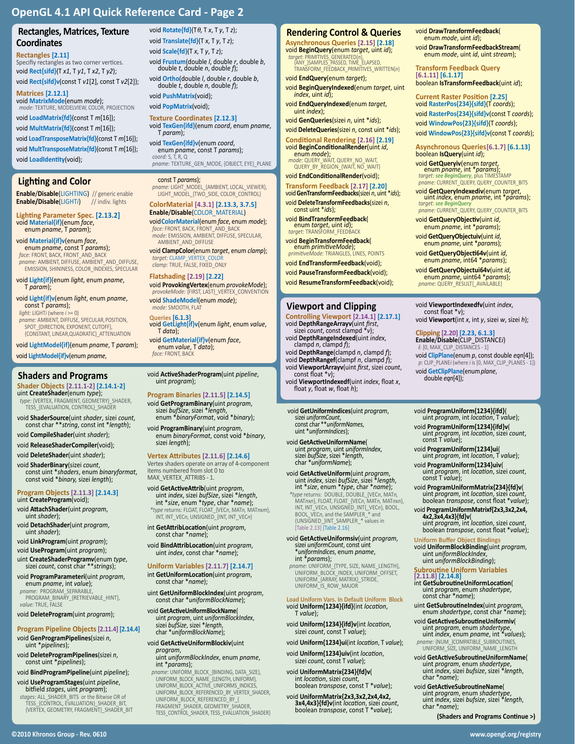# OpenGL 4.1 API Quick Reference Card - Page 2

## Rectangles, Matrices, Texture Coordinates

### Rectangles [2.11]

Specifiy rectangles as two corner vertices.

void **Rect{sifd}**(T *x1*, T *y1*, T *x2*, T *y2*);

void **Rect{sifd}v**(const T *v1*[2], const T *v2*[2]);

### Matrices [2.12.1]

void **MatrixMode**(enum *mode*);
*mode:* TEXTURE, MODELVIEW, COLOR, PROJECTION

void **LoadMatrix{fd}**(const T *m*[16]);

void **MultMatrix{fd}**(const T *m*[16]);

void **LoadTransposeMatrix{fd}**(const T *m*[16]);

void **MultTransposeMatrix{fd}**(const T *m*[16]);

void **LoadIdentity**(void);

void **Rotate{fd}**(T *θ*, T *x*, T *y*, T *z*);

void **Translate{fd}**(T *x*, T *y*, T *z*);

void **Scale{fd}**(T *x*, T *y*, T *z*);

void **Frustum**(double *l*, double *r*, double *b*, double *t*, double *n*, double *f*);

void **Ortho**(double *l*, double *r*, double *b*, double *t*, double *n*, double *f*);

void **PushMatrix**(void);

void **PopMatrix**(void);

### Texture Coordinates [2.12.3]

void **TexGen{ifd}**(enum *coord*, enum *pname*, T *param*);

void **TexGen{ifd}v**(enum *coord*, enum *pname*, const T *params*);
*coord:* S, T, R, Q
*pname:* TEXTURE_GEN_MODE, {OBJECT, EYE}_PLANE

## Lighting and Color

**Enable**/**Disable**(LIGHTING) // generic enable
**Enable**/**Disable**(LIGHT*i*) // indiv. lights

### Lighting Parameter Spec. [2.13.2]

void **Material{if}**(enum *face*, enum *pname*, T *param*);

void **Material{if}v**(enum *face*, enum *pname*, const T *params*);
*face:* FRONT, BACK, FRONT_AND_BACK
*pname:* AMBIENT, DIFFUSE, AMBIENT_AND_DIFFUSE, EMISSION, SHININESS, COLOR_INDEXES, SPECULAR

void **Light{if}**(enum *light*, enum *pname*, T *param*);

void **Light{if}v**(enum *light*, enum *pname*, const T *params*);
*light:* LIGHT*i* (where *i* >= 0)
*pname:* AMBIENT, DIFFUSE, SPECULAR, POSITION, SPOT_{DIRECTION, EXPONENT, CUTOFF}, {CONSTANT, LINEAR,QUADRATIC}_ATTENUATION

void **LightModel{if}**(enum *pname*, T *param*);

void **LightModel{if}v**(enum *pname*, const T *params*);
*pname:* LIGHT_MODEL_{AMBIENT, LOCAL_VIEWER}, LIGHT_MODEL_{TWO_SIDE, COLOR_CONTROL}

### ColorMaterial [4.3.1] [2.13.3, 3.7.5]

**Enable**/**Disable**(COLOR_MATERIAL)

void **ColorMaterial**(enum *face*, enum *mode*);
*face:* FRONT, BACK, FRONT_AND_BACK
*mode:* EMISSION, AMBIENT, DIFFUSE, SPECULAR, AMBIENT_AND_DIFFUSE

void **ClampColor**(enum *target*, enum *clamp*);
*target:* CLAMP_VERTEX_COLOR
*clamp:* TRUE, FALSE, FIXED_ONLY

### Flatshading [2.19] [2.22]

void **ProvokingVertex**(enum *provokeMode*);
*provokeMode:* {FIRST, LAST}_VERTEX_CONVENTION

void **ShadeModel**(enum *mode*);
*mode:* SMOOTH, FLAT

### Queries [6.1.3]

void **GetLight{if}v**(enum *light*, enum *value*, T *data*);

void **GetMaterial{if}v**(enum *face*, enum *value*, T *data*);
*face:* FRONT, BACK

## Shaders and Programs

### Shader Objects [2.11.1-2] [2.14.1-2]

uint **CreateShader**(enum *type*);
*type:* {VERTEX, FRAGMENT, GEOMETRY}_SHADER, TESS_{EVALUATION, CONTROL}_SHADER

void **ShaderSource**(uint *shader*, sizei *count*, const char \*\**string*, const int \**length*);

void **CompileShader**(uint *shader*);

void **ReleaseShaderCompiler**(void);

void **DeleteShader**(uint *shader*);

void **ShaderBinary**(sizei *count*, const uint \**shaders*, enum *binaryformat*, const void \**binary*, sizei *length*);

### Program Objects [2.11.3] [2.14.3]

uint **CreateProgram**(void);

void **AttachShader**(uint *program*, uint *shader*);

void **DetachShader**(uint *program*, uint *shader*);

void **LinkProgram**(uint *program*);

void **UseProgram**(uint *program*);

uint **CreateShaderProgramv**(enum *type*, sizei *count*, const char \*\**strings*);

void **ProgramParameteri**(uint *program*, enum *pname*, int *value*);
*pname:* PROGRAM_SEPARABLE, PROGRAM_BINARY_{RETRIEVABLE_HINT},
*value:* TRUE, FALSE

void **DeleteProgram**(uint *program*);

### Program Pipeline Objects [2.11.4] [2.14.4]

void **GenProgramPipelines**(sizei *n*, uint \**pipelines*);

void **DeleteProgramPipelines**(sizei *n*, const uint \**pipelines*);

void **BindProgramPipeline**(uint *pipeline*);

void **UseProgramStages**(uint *pipeline*, bitfield *stages*, uint *program*);
*stages:* ALL_SHADER_BITS or the Bitwise OR of TESS_{CONTROL, EVALUATION}_SHADER_BIT, {VERTEX, GEOMETRY, FRAGMENT}_SHADER_BIT

void **ActiveShaderProgram**(uint *pipeline*, uint *program*);

### Program Binaries [2.11.5] [2.14.5]

void **GetProgramBinary**(uint *program*, sizei *bufSize*, sizei \**length*, enum \**binaryFormat*, void \**binary*);

void **ProgramBinary**(uint *program*, enum *binaryFormat*, const void \**binary*, sizei *length*);

### Vertex Attributes [2.11.6] [2.14.6]

Vertex shaders operate on array of 4-component items numbered from slot 0 to MAX_VERTEX_ATTRIBS - 1.

void **GetActiveAttrib**(uint *program*, uint *index*, sizei *bufSize*, sizei \**length*, int \**size*, enum \**type*, char \**name*);
\**type* returns: FLOAT, FLOAT_{VEC*n*, MAT*n*, MAT*nxm*}, INT, INT_VEC*n*, UNSIGNED_{INT, INT_VEC*n*}

int **GetAttribLocation**(uint *program*, const char \**name*);

void **BindAttribLocation**(uint *program*, uint *index*, const char \**name*);

### Uniform Variables [2.11.7] [2.14.7]

int **GetUniformLocation**(uint *program*, const char \**name*);

uint **GetUniformBlockIndex**(uint *program*, const char \**uniformBlockName*);

void **GetActiveUniformBlockName**(uint *program*, uint *uniformBlockIndex*, sizei *bufSize*, sizei \**length*, char \**uniformBlockName*);

void **GetActiveUniformBlockiv**(uint *program*, uint *uniformBlockIndex*, enum *pname*, int \**params*);
*pname:* UNIFORM_BLOCK_{BINDING, DATA_SIZE}, UNIFORM_BLOCK_NAME_{LENGTH, UNIFORM}, UNIFORM_BLOCK_ACTIVE_UNIFORMS_INDICES, UNIFORM_BLOCK_REFERENCED_BY_VERTEX_SHADER, UNIFORM_BLOCK_REFERENCED_BY_{ FRAGMENT_SHADER, GEOMETRY_SHADER, TESS_CONTROL_SHADER, TESS_EVALUATION_SHADER}

void **GetUniformIndices**(uint *program*, sizei *uniformCount*, const char \*\**uniformNames*, uint \**uniformIndices*);

void **GetActiveUniformName**(uint *program*, uint *uniformIndex*, sizei *bufSize*, sizei \**length*, char \**uniformName*);

void **GetActiveUniform**(uint *program*, uint *index*, sizei *bufSize*, sizei \**length*, int \**size*, enum \**type*, char \**name*);
\**type* returns: DOUBLE, DOUBLE_{VEC*n*, MAT*n*, MAT*nxn*}, FLOAT, FLOAT_{VEC*n*, MAT*n*, MAT*nxn*}, INT, INT_VEC*n*, UNSIGNED_INT{_VEC*n*}, BOOL, BOOL_VEC*n*, and the SAMPLER_\* and {UNSIGNED_}INT_SAMPLER_\* values in [Table 2.13] [Table 2.16]

void **GetActiveUniformsiv**(uint *program*, sizei *uniformCount*, const uint \**uniformIndices*, enum *pname*, int \**params*);
*pname:* UNIFORM_{TYPE, SIZE, NAME_LENGTH}, UNIFORM_BLOCK_INDEX, UNIFORM_OFFSET, UNIFORM_{ARRAY, MATRIX}_STRIDE, UNIFORM_IS_ROW_MAJOR

### Load Uniform Vars. In Default Uniform Block

void **Uniform{1234}{ifd}**(int *location*, T *value*);

void **Uniform{1234}{ifd}v**(int *location*, sizei *count*, const T *value*);

void **Uniform{1234}ui**(int *location*, T *value*);

void **Uniform{1234}uiv**(int *location*, sizei *count*, const T *value*);

void **UniformMatrix{234}{fd}v**(int *location*, sizei *count*, boolean *transpose*, const T \**value*);

void **UniformMatrix{2x3,3x2,2x4,4x2, 3x4,4x3}{fd}v**(int *location*, sizei *count*, boolean *transpose*, const T \**value*);

void **ProgramUniform{1234}{ifd}**(uint *program*, int *location*, T *value*);

void **ProgramUniform{1234}{ifd}v**(uint *program*, int *location*, sizei *count*, const T *value*);

void **ProgramUniform{1234}ui**(uint *program*, int *location*, T *value*);

void **ProgramUniform{1234}uiv**(uint *program*, int *location*, sizei *count*, const T *value*);

void **ProgramUniformMatrix{234}{fd}v**(uint *program*, int *location*, sizei *count*, boolean *transpose*, const float \**value*);

void **ProgramUniformMatrixf{2x3,3x2,2x4, 4x2,3x4,4x3}{fd}v**(uint *program*, int *location*, sizei *count*, boolean *transpose*, const float \**value*);

### Uniform Buffer Object Bindings

void **UniformBlockBinding**(uint *program*, uint *uniformBlockIndex*, uint *uniformBlockBinding*);

### Subroutine Uniform Variables [2.11.8] [2.14.8]

int **GetSubroutineUniformLocation**(uint *program*, enum *shadertype*, const char \**name*);

uint **GetSubroutineIndex**(uint *program*, enum *shadertype*, const char \**name*);

void **GetActiveSubroutineUniformiv**(uint *program*, enum *shadertype*, uint *index*, enum *pname*, int \**values*);
*pname:* {NUM_}COMPATIBLE_SUBROUTINES, UNIFORM_SIZE, UNIFORM_NAME_LENGTH

void **GetActiveSubroutineUniformName**(uint *program*, enum *shadertype*, uint *index*, sizei *bufsize*, sizei \**length*, char \**name*);

void **GetActiveSubroutineName**(uint *program*, enum *shadertype*, uint *index*, sizei *bufsize*, sizei \**length*, char \**name*);

**(Shaders and Programs Continue >)**

## Rendering Control & Queries

### Asynchronous Queries [2.15] [2.18]

void **BeginQuery**(enum *target*, uint *id*);
*target:* PRIMITIVES_GENERATED{*n*}, {ANY_}SAMPLES_PASSED, TIME_ELAPSED, TRANSFORM_FEEDBACK_PRIMITIVES_WRITTEN{*n*}

void **EndQuery**(enum *target*);

void **BeginQueryIndexed**(enum *target*, uint *index*, uint *id*);

void **EndQueryIndexed**(enum *target*, uint *index*);

void **GenQueries**(sizei *n*, uint \**ids*);

void **DeleteQueries**(sizei *n*, const uint \**ids*);

### Conditional Rendering [2.16] [2.19]

void **BeginConditionalRender**(uint *id*, enum *mode*);
*mode:* QUERY_WAIT, QUERY_NO_WAIT, QUERY_BY_REGION_{WAIT, NO_WAIT}

void **EndConditionalRender**(void);

### Transform Feedback [2.17] [2.20]

void **GenTransformFeedbacks**(sizei *n*, uint \**ids*);

void **DeleteTransformFeedbacks**(sizei *n*, const uint \**ids*);

void **BindTransformFeedback**(enum *target*, uint *id*);
*target:* TRANSFORM_FEEDBACK

void **BeginTransformFeedback**(enum *primitiveMode*);
*primitiveMode:* TRIANGLES, LINES, POINTS

void **EndTransformFeedback**(void);

void **PauseTransformFeedback**(void);

void **ResumeTransformFeedback**(void);

void **DrawTransformFeedback**(enum *mode*, uint *id*);

void **DrawTransformFeedbackStream**(enum *mode*, uint *id*, uint *stream*);

### Transform Feedback Query [6.1.11] [6.1.17]

boolean **IsTransformFeedback**(uint *id*);

### Current Raster Position [2.25]

void **RasterPos{234}{sifd}**(T *coords*);

void **RasterPos{234}{sifd}v**(const T *coords*);

void **WindowPos{23}{sifd}**(T *coords*);

void **WindowPos{23}{sifd}v**(const T *coords*);

### Asynchronous Queries[6.1.7] [6.1.13]

boolean **IsQuery**(uint *id*);

void **GetQueryiv**(enum *target*, enum *pname*, int \**params*);
*target:* see BeginQuery, plus TIMESTAMP
*pname:* CURRENT_QUERY, QUERY_COUNTER_BITS

void **GetQueryIndexediv**(enum *target*, uint *index*, enum *pname*, int \**params*);
*target:* see BeginQuery
*pname:* CURRENT_QUERY, QUERY_COUNTER_BITS

void **GetQueryObjectiv**(uint *id*, enum *pname*, int \**params*);

void **GetQueryObjectuiv**(uint *id*, enum *pname*, uint \**params*);

void **GetQueryObjecti64v**(uint *id*, enum *pname*, int64 \**params*);

void **GetQueryObjectui64v**(uint *id*, enum *pname*, uint64 \**params*);
*pname:* QUERY_RESULT{_AVAILABLE}

## Viewport and Clipping

### Controlling Viewport [2.14.1] [2.17.1]

void **DepthRangeArrayv**(uint *first*, sizei *count*, const clampd \**v*);

void **DepthRangeIndexed**(uint *index*, clampd *n*, clampd *f*);

void **DepthRange**(clampd *n*, clampd *f*);

void **DepthRangef**(clampf *n*, clampf *f*);

void **ViewportArrayv**(uint *first*, sizei *count*, const float \**v*);

void **ViewportIndexedf**(uint *index*, float *x*, float *y*, float *w*, float *h*);

void **ViewportIndexedfv**(uint *index*, const float \**v*);

void **Viewport**(int *x*, int *y*, sizei *w*, sizei *h*);

### Clipping [2.20] [2.23, 6.1.3]

**Enable**/**Disable**(CLIP_DISTANCE*i*)
*i:* [0, MAX_CLIP_DISTANCES - 1]

void **ClipPlane**(enum *p*, const double *eqn*[4]);
*p:* CLIP_PLANE*i* (where *i* is [0, MAX_CLIP_PLANES - 1])

void **GetClipPlane**(enum *plane*, double *eqn*[4]);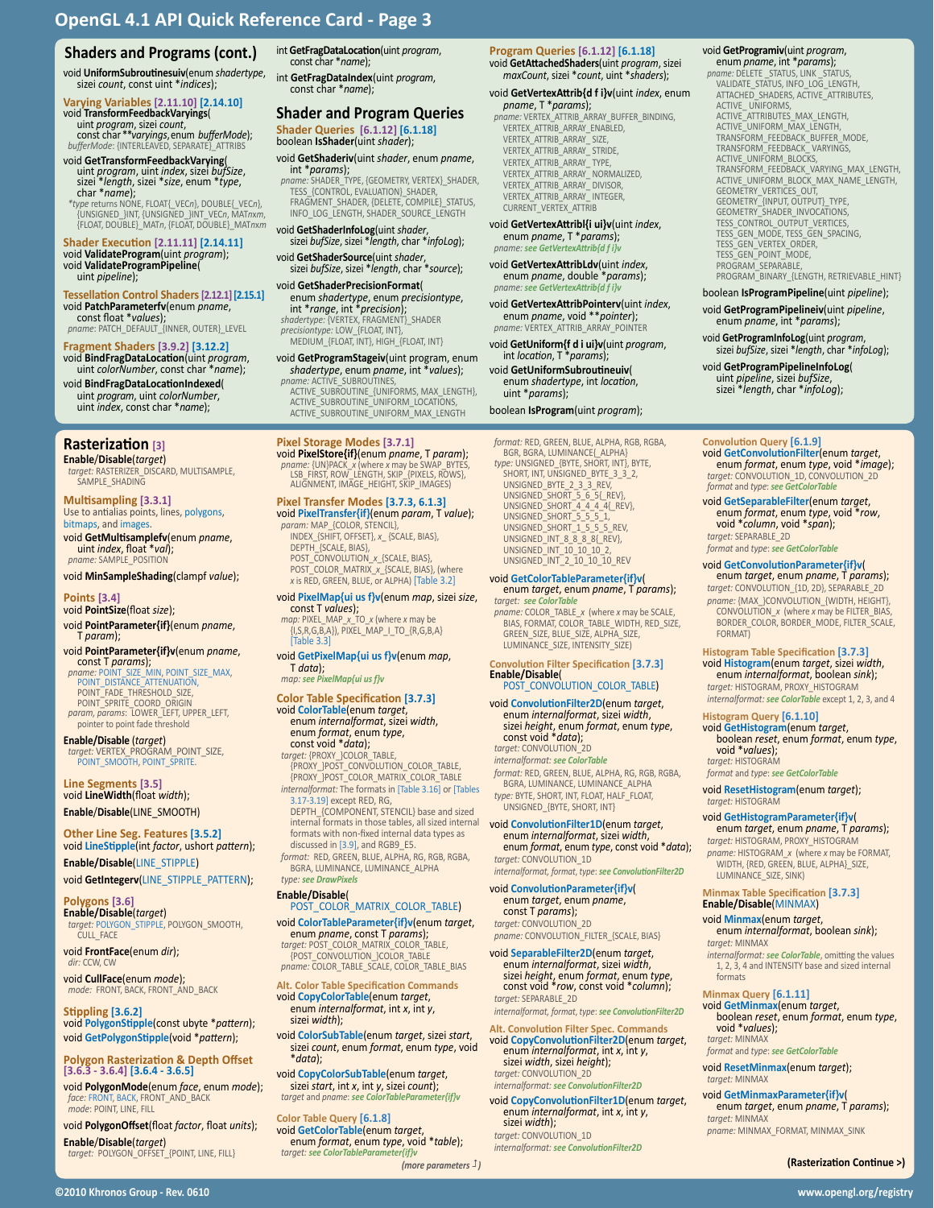# OpenGL 4.1 API Quick Reference Card - Page 3

## Shaders and Programs (cont.)

void **UniformSubroutinesuiv**(enum *shadertype*, sizei *count*, const uint *indices);

### Varying Variables [2.11.10] [2.14.10]

void **TransformFeedbackVaryings**( uint *program*, sizei *count*, const char **varyings, enum *bufferMode*);
*bufferMode*: {INTERLEAVED, SEPARATE}_ATTRIBS

void **GetTransformFeedbackVarying**( uint *program*, uint *index*, sizei *bufSize*, sizei *length, sizei *size, enum *type, char *name);
*type returns NONE, FLOAT{_VECn}, DOUBLE{_VECn}, {UNSIGNED_}INT, {UNSIGNED_}INT_VECn, MATnxm, {FLOAT, DOUBLE}_MATn, {FLOAT, DOUBLE}_MATnxm

### Shader Execution [2.11.11] [2.14.11]

void **ValidateProgram**(uint *program*);
void **ValidateProgramPipeline**( uint *pipeline*);

### Tessellation Control Shaders [2.12.1] [2.15.1]

void **PatchParameterfv**(enum *pname*, const float *values);
*pname*: PATCH_DEFAULT_{INNER, OUTER}_LEVEL

### Fragment Shaders [3.9.2] [3.12.2]

void **BindFragDataLocation**(uint *program*, uint *colorNumber*, const char *name);

void **BindFragDataLocationIndexed**( uint *program*, uint *colorNumber*, uint *index*, const char *name);

int **GetFragDataLocation**(uint *program*, const char *name);

int **GetFragDataIndex**(uint *program*, const char *name);

## Shader and Program Queries

### Shader Queries [6.1.12] [6.1.18]

boolean **IsShader**(uint *shader*);

void **GetShaderiv**(uint *shader*, enum *pname*, int *params);
*pname*: SHADER_TYPE, {GEOMETRY, VERTEX}_SHADER, TESS_{CONTROL, EVALUATION}_SHADER, FRAGMENT_SHADER, {DELETE, COMPILE}_STATUS, INFO_LOG_LENGTH, SHADER_SOURCE_LENGTH

void **GetShaderInfoLog**(uint *shader*, sizei *bufSize*, sizei *length, char *infoLog);

void **GetShaderSource**(uint *shader*, sizei *bufSize*, sizei *length, char *source);

void **GetShaderPrecisionFormat**( enum *shadertype*, enum *precisiontype*, int *range, int *precision);
*shadertype*: {VERTEX, FRAGMENT}_SHADER
*precisiontype*: LOW_{FLOAT, INT}, MEDIUM_{FLOAT, INT}, HIGH_{FLOAT, INT}

void **GetProgramStageiv**(uint program, enum *shadertype*, enum *pname*, int *values);
*pname*: ACTIVE_SUBROUTINES, ACTIVE_SUBROUTINE_{UNIFORMS, MAX_LENGTH}, ACTIVE_SUBROUTINE_UNIFORM_LOCATIONS, ACTIVE_SUBROUTINE_UNIFORM_MAX_LENGTH

### Program Queries [6.1.12] [6.1.18]

void **GetAttachedShaders**(uint *program*, sizei *maxCount*, sizei *count, uint *shaders);

void **GetVertexAttrib{d f i}v**(uint *index*, enum *pname*, T *params);
*pname*: VERTEX_ATTRIB_ARRAY_BUFFER_BINDING, VERTEX_ATTRIB_ARRAY_ENABLED, VERTEX_ATTRIB_ARRAY_SIZE, VERTEX_ATTRIB_ARRAY_STRIDE, VERTEX_ATTRIB_ARRAY_TYPE, VERTEX_ATTRIB_ARRAY_NORMALIZED, VERTEX_ATTRIB_ARRAY_DIVISOR, VERTEX_ATTRIB_ARRAY_INTEGER, CURRENT_VERTEX_ATTRIB

void **GetVertexAttribI{i ui}v**(uint *index*, enum *pname*, T *params);
*pname*: *see GetVertexAttrib{d f i}v*

void **GetVertexAttribLdv**(uint *index*, enum *pname*, double *params);
*pname*: *see GetVertexAttrib{d f i}v*

void **GetVertexAttribPointerv**(uint *index*, enum *pname*, void **pointer);
*pname*: VERTEX_ATTRIB_ARRAY_POINTER

void **GetUniform{f d i ui}v**(uint *program*, int *location*, T *params);

void **GetUniformSubroutineuiv**( enum *shadertype*, int *location*, uint *params);

boolean **IsProgram**(uint *program*);

void **GetProgramiv**(uint *program*, enum *pname*, int *params);
*pname*: DELETE_STATUS, LINK_STATUS, VALIDATE_STATUS, INFO_LOG_LENGTH, ATTACHED_SHADERS, ACTIVE_ATTRIBUTES, ACTIVE_UNIFORMS, ACTIVE_ATTRIBUTES_MAX_LENGTH, ACTIVE_UNIFORM_MAX_LENGTH, TRANSFORM_FEEDBACK_BUFFER_MODE, TRANSFORM_FEEDBACK_VARYINGS, ACTIVE_UNIFORM_BLOCKS, TRANSFORM_FEEDBACK_VARYING_MAX_LENGTH, ACTIVE_UNIFORM_BLOCK_MAX_NAME_LENGTH, GEOMETRY_VERTICES_OUT, GEOMETRY_{INPUT, OUTPUT}_TYPE, GEOMETRY_SHADER_INVOCATIONS, TESS_CONTROL_OUTPUT_VERTICES, TESS_GEN_MODE, TESS_GEN_SPACING, TESS_GEN_VERTEX_ORDER, TESS_GEN_POINT_MODE, PROGRAM_SEPARABLE, PROGRAM_BINARY_{LENGTH, RETRIEVABLE_HINT}

boolean **IsProgramPipeline**(uint *pipeline*);

void **GetProgramPipelineiv**(uint *pipeline*, enum *pname*, int *params);

void **GetProgramInfoLog**(uint *program*, sizei *bufSize*, sizei *length, char *infoLog);

void **GetProgramPipelineInfoLog**( uint *pipeline*, sizei *bufSize*, sizei *length, char *infoLog);

## Rasterization [3]

**Enable/Disable**(*target*)
*target*: RASTERIZER_DISCARD, MULTISAMPLE, SAMPLE_SHADING

### Multisampling [3.3.1]

Use to antialias points, lines, polygons, bitmaps, and images.

void **GetMultisamplefv**(enum *pname*, uint *index*, float *val);
*pname*: SAMPLE_POSITION

void **MinSampleShading**(clampf *value*);

### Points [3.4]

void **PointSize**(float *size*);

void **PointParameter{if}**(enum *pname*, T *param*);

void **PointParameter{if}v**(enum *pname*, const T *params);
*pname*: POINT_SIZE_MIN, POINT_SIZE_MAX, POINT_DISTANCE_ATTENUATION, POINT_FADE_THRESHOLD_SIZE, POINT_SPRITE_COORD_ORIGIN
*param, params*: LOWER_LEFT, UPPER_LEFT, pointer to point fade threshold

**Enable/Disable** (*target*)
*target*: VERTEX_PROGRAM_POINT_SIZE, POINT_SMOOTH, POINT_SPRITE.

### Line Segments [3.5]

void **LineWidth**(float *width*);

**Enable/Disable**(LINE_SMOOTH)

### Other Line Seg. Features [3.5.2]

void **LineStipple**(int *factor*, ushort *pattern*);

**Enable/Disable**(LINE_STIPPLE)

void **GetIntegerv**(LINE_STIPPLE_PATTERN);

### Polygons [3.6]

**Enable/Disable**(*target*)
*target*: POLYGON_STIPPLE, POLYGON_SMOOTH, CULL_FACE

void **FrontFace**(enum *dir*);
*dir*: CCW, CW

void **CullFace**(enum *mode*);
*mode*: FRONT, BACK, FRONT_AND_BACK

### Stippling [3.6.2]

void **PolygonStipple**(const ubyte *pattern);

void **GetPolygonStipple**(void *pattern);

### Polygon Rasterization & Depth Offset [3.6.3 - 3.6.4] [3.6.4 - 3.6.5]

void **PolygonMode**(enum *face*, enum *mode*);
*face*: FRONT, BACK, FRONT_AND_BACK
*mode*: POINT, LINE, FILL

void **PolygonOffset**(float *factor*, float *units*);

**Enable/Disable**(*target*)
*target*: POLYGON_OFFSET_{POINT, LINE, FILL}

### Pixel Storage Modes [3.7.1]

void **PixelStore{if}**(enum *pname*, T *param*);
*pname*: {UN}PACK_x (where x may be SWAP_BYTES, LSB_FIRST, ROW_LENGTH, SKIP_{PIXELS, ROWS}, ALIGNMENT, IMAGE_HEIGHT, SKIP_IMAGES)

### Pixel Transfer Modes [3.7.3, 6.1.3]

void **PixelTransfer{if}**(enum *param*, T *value*);
*param*: MAP_{COLOR, STENCIL}, INDEX_{SHIFT, OFFSET}, x_{SCALE, BIAS}, DEPTH_{SCALE, BIAS}, POST_CONVOLUTION_x_{SCALE, BIAS}, POST_COLOR_MATRIX_x_{SCALE, BIAS}, (where x is RED, GREEN, BLUE, or ALPHA) [Table 3.2]

void **PixelMap{ui us f}v**(enum *map*, sizei *size*, const T *values);
*map*: PIXEL_MAP_x_TO_x (where x may be {I,S,R,G,B,A}), PIXEL_MAP_I_TO_{R,G,B,A} [Table 3.3]

void **GetPixelMap{ui us f}v**(enum *map*, T *data*);
*map*: *see PixelMap{ui us f}v*

### Color Table Specification [3.7.3]

void **ColorTable**(enum *target*, enum *internalformat*, sizei *width*, enum *format*, enum *type*, const void *data);
*target*: {PROXY_}COLOR_TABLE, {PROXY_}POST_CONVOLUTION_COLOR_TABLE, {PROXY_}POST_COLOR_MATRIX_COLOR_TABLE
*internalformat*: The formats in [Table 3.16] or [Tables 3.17-3.19] except RED, RG, DEPTH_{COMPONENT, STENCIL} base and sized internal formats in those tables, all sized internal formats with non-fixed internal data types as discussed in [3.9], and RGB9_E5.
*format*: RED, GREEN, BLUE, ALPHA, RG, RGB, RGBA, BGRA, LUMINANCE, LUMINANCE_ALPHA
*type*: *see DrawPixels*

**Enable/Disable**( POST_COLOR_MATRIX_COLOR_TABLE)

void **ColorTableParameter{if}v**(enum *target*, enum *pname*, const T *params);
*target*: POST_COLOR_MATRIX_COLOR_TABLE, {POST_CONVOLUTION_}COLOR_TABLE
*pname*: COLOR_TABLE_SCALE, COLOR_TABLE_BIAS

### Alt. Color Table Specification Commands

void **CopyColorTable**(enum *target*, enum *internalformat*, int *x*, int *y*, sizei *width*);

void **ColorSubTable**(enum *target*, sizei *start*, sizei *count*, enum *format*, enum *type*, void *data);

void **CopyColorSubTable**(enum *target*, sizei *start*, int *x*, int *y*, sizei *count*);
*target* and *pname*: *see ColorTableParameter{if}v*

### Color Table Query [6.1.8]

void **GetColorTable**(enum *target*, enum *format*, enum *type*, void *table);
*target*: *see ColorTableParameter{if}v*
*(more parameters →)*
*format*: RED, GREEN, BLUE, ALPHA, RGB, RGBA, BGR, BGRA, LUMINANCE{_ALPHA}
*type*: UNSIGNED_{BYTE, SHORT, INT}, BYTE, SHORT, INT, UNSIGNED_BYTE_3_3_2, UNSIGNED_BYTE_2_3_3_REV, UNSIGNED_SHORT_5_6_5{_REV}, UNSIGNED_SHORT_4_4_4_4{_REV}, UNSIGNED_SHORT_5_5_5_1, UNSIGNED_SHORT_1_5_5_5_REV, UNSIGNED_INT_8_8_8_8{_REV}, UNSIGNED_INT_10_10_10_2, UNSIGNED_INT_2_10_10_10_REV

void **GetColorTableParameter{if}v**( enum *target*, enum *pname*, T *params*);
*target*: *see ColorTable*
*pname*: COLOR_TABLE_x (where x may be SCALE, BIAS, FORMAT, COLOR_TABLE_WIDTH, RED_SIZE, GREEN_SIZE, BLUE_SIZE, ALPHA_SIZE, LUMINANCE_SIZE, INTENSITY_SIZE)

### Convolution Filter Specification [3.7.3]

**Enable/Disable**( POST_CONVOLUTION_COLOR_TABLE)

void **ConvolutionFilter2D**(enum *target*, enum *internalformat*, sizei *width*, sizei *height*, enum *format*, enum *type*, const void *data);
*target*: CONVOLUTION_2D
*internalformat*: *see ColorTable*
*format*: RED, GREEN, BLUE, ALPHA, RG, RGB, RGBA, BGRA, LUMINANCE, LUMINANCE_ALPHA
*type*: BYTE, SHORT, INT, FLOAT, HALF_FLOAT, UNSIGNED_{BYTE, SHORT, INT}

void **ConvolutionFilter1D**(enum *target*, enum *internalformat*, sizei *width*, enum *format*, enum *type*, const void *data);
*target*: CONVOLUTION_1D
*internalformat, format, type*: *see ConvolutionFilter2D*

void **ConvolutionParameter{if}v**( enum *target*, enum *pname*, const T *params*);
*target*: CONVOLUTION_2D
*pname*: CONVOLUTION_FILTER_{SCALE, BIAS}

void **SeparableFilter2D**(enum *target*, enum *internalformat*, sizei *width*, sizei *height*, enum *format*, enum *type*, const void *row, const void *column);
*target*: SEPARABLE_2D
*internalformat, format, type*: *see ConvolutionFilter2D*

### Alt. Convolution Filter Spec. Commands

void **CopyConvolutionFilter2D**(enum *target*, enum *internalformat*, int *x*, int *y*, sizei *width*, sizei *height*);
*target*: CONVOLUTION_2D
*internalformat*: *see ConvolutionFilter2D*

void **CopyConvolutionFilter1D**(enum *target*, enum *internalformat*, int *x*, int *y*, sizei *width*);
*target*: CONVOLUTION_1D
*internalformat*: *see ConvolutionFilter2D*

### Convolution Query [6.1.9]

void **GetConvolutionFilter**(enum *target*, enum *format*, enum *type*, void *image);
*target*: CONVOLUTION_1D, CONVOLUTION_2D
*format* and *type*: *see GetColorTable*

void **GetSeparableFilter**(enum *target*, enum *format*, enum *type*, void *row, void *column, void *span);
*target*: SEPARABLE_2D
*format* and *type*: *see GetColorTable*

void **GetConvolutionParameter{if}v**( enum *target*, enum *pname*, T *params*);
*target*: CONVOLUTION_{1D, 2D}, SEPARABLE_2D
*pname*: {MAX_}CONVOLUTION_{WIDTH, HEIGHT}, CONVOLUTION_x (where x may be FILTER_BIAS, BORDER_COLOR, BORDER_MODE, FILTER_SCALE, FORMAT)

### Histogram Table Specification [3.7.3]

void **Histogram**(enum *target*, sizei *width*, enum *internalformat*, boolean *sink*);
*target*: HISTOGRAM, PROXY_HISTOGRAM
*internalformat*: *see ColorTable* except 1, 2, 3, and 4

### Histogram Query [6.1.10]

void **GetHistogram**(enum *target*, boolean *reset*, enum *format*, enum *type*, void *values);
*target*: HISTOGRAM
*format* and *type*: *see GetColorTable*

void **ResetHistogram**(enum *target*);
*target*: HISTOGRAM

void **GetHistogramParameter{if}v**( enum *target*, enum *pname*, T *params*);
*target*: HISTOGRAM, PROXY_HISTOGRAM
*pname*: HISTOGRAM_x (where x may be FORMAT, WIDTH, {RED, GREEN, BLUE, ALPHA}_SIZE, LUMINANCE_SIZE, SINK)

### Minmax Table Specification [3.7.3]

**Enable/Disable**(MINMAX)

void **Minmax**(enum *target*, enum *internalformat*, boolean *sink*);
*target*: MINMAX
*internalformat*: *see ColorTable*, omitting the values 1, 2, 3, 4 and INTENSITY base and sized internal formats

### Minmax Query [6.1.11]

void **GetMinmax**(enum *target*, boolean *reset*, enum *format*, enum *type*, void *values);
*target*: MINMAX
*format* and *type*: *see GetColorTable*

void **ResetMinmax**(enum *target*);
*target*: MINMAX

void **GetMinmaxParameter{if}v**( enum *target*, enum *pname*, T *params*);
*target*: MINMAX
*pname*: MINMAX_FORMAT, MINMAX_SINK

**(Rasterization Continue >)**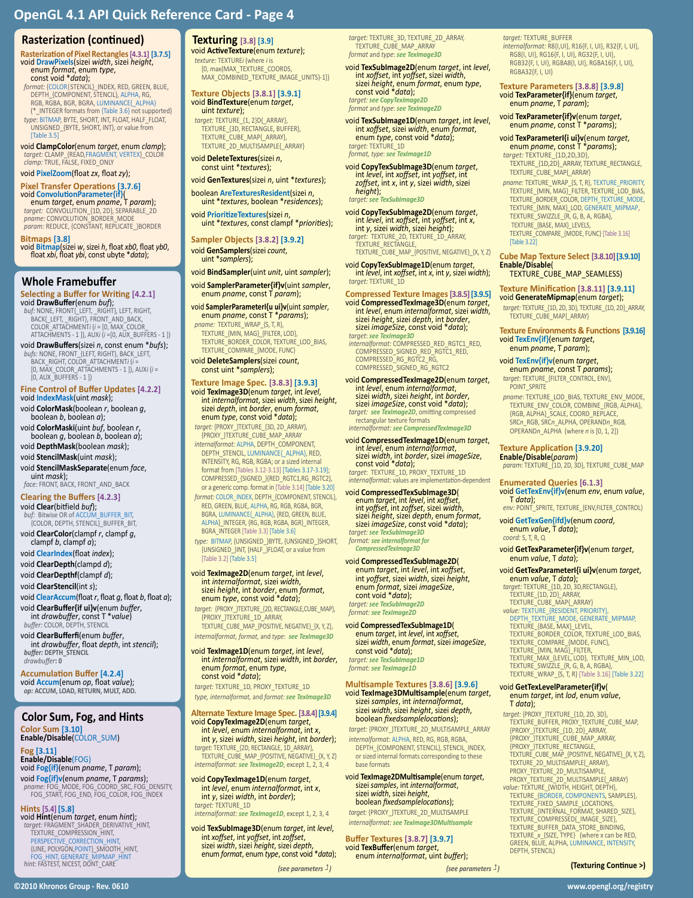# OpenGL 4.1 API Quick Reference Card - Page 4

## Rasterization (continued)

### Rasterization of Pixel Rectangles [4.3.1] [3.7.5]

void **DrawPixels**(sizei *width*, sizei *height*, enum *format*, enum *type*, const void *\*data*);

*format:* {COLOR|STENCIL}_INDEX, RED, GREEN, BLUE, DEPTH_{COMPONENT, STENCIL}, ALPHA, RG, RGB, RGBA, BGR, BGRA, LUMINANCE{_ALPHA} (*_INTEGER formats from {Table 3.6} not supported)

*type:* BITMAP, BYTE, SHORT, INT, FLOAT, HALF_FLOAT, UNSIGNED_{BYTE, SHORT, INT}, or value from [Table 3.5]

void **ClampColor**(enum *target*, enum *clamp*);

*target:* CLAMP_{READ,FRAGMENT, VERTEX}_COLOR

*clamp:* TRUE, FALSE, FIXED_ONLY

void **PixelZoom**(float *zx*, float *zy*);

### Pixel Transfer Operations [3.7.6]

void **ConvolutionParameter{if}**(enum *target*, enum *pname*, T *param*);

*target:* CONVOLUTION_{1D, 2D}, SEPARABLE_2D

*pname:* CONVOLUTION_BORDER_MODE

*param:* REDUCE, {CONSTANT, REPLICATE_}BORDER

### Bitmaps [3.8]

void **Bitmap**(sizei *w*, sizei *h*, float *xb0*, float *yb0*, float *xbi*, float *ybi*, const ubyte *\*data*);

## Whole Framebuffer

### Selecting a Buffer for Writing [4.2.1]

void **DrawBuffer**(enum *buf*);

*buf:* NONE, FRONT{_LEFT, _RIGHT}, LEFT, RIGHT, BACK{_LEFT, _RIGHT}, FRONT_AND_BACK, COLOR_ATTACHMENT*i* (*i* = [0, MAX_COLOR_ATTACHMENTS - 1 ]), AUX*i* (*i* =[0, AUX_BUFFERS - 1 ])

void **DrawBuffers**(sizei *n*, const enum *\*bufs*);

*bufs:* NONE, FRONT_{LEFT, RIGHT}, BACK_LEFT, BACK_RIGHT, COLOR_ATTACHMENT*i* (*i* = [0, MAX_COLOR_ATTACHMENTS - 1 ]), AUX*i* (*i* = [0, AUX_BUFFERS - 1 ])

### Fine Control of Buffer Updates [4.2.2]

void **IndexMask**(uint *mask*);

void **ColorMask**(boolean *r*, boolean *g*, boolean *b*, boolean *a*);

void **ColorMaski**(uint *buf*, boolean *r*, boolean *g*, boolean *b*, boolean *a*);

void **DepthMask**(boolean *mask*);

void **StencilMask**(uint *mask*);

void **StencilMaskSeparate**(enum *face*, uint *mask*);

*face:* FRONT, BACK, FRONT_AND_BACK

### Clearing the Buffers [4.2.3]

void **Clear**(bitfield *buf*);

*buf:* Bitwise OR of ACCUM_BUFFER_BIT, {COLOR, DEPTH, STENCIL}_BUFFER_BIT,

void **ClearColor**(clampf *r*, clampf *g*, clampf *b*, clampf *a*);

void **ClearIndex**(float *index*);

void **ClearDepth**(clampd *d*);

void **ClearDepthf**(clampf *d*);

void **ClearStencil**(int *s*);

void **ClearAccum**(float *r*, float *g*, float *b*, float *a*);

void **ClearBuffer{if ui}v**(enum *buffer*, int *drawbuffer*, const T *\*value*)

*buffer:* COLOR, DEPTH, STENCIL

void **ClearBufferfi**(enum *buffer*, int *drawbuffer*, float *depth*, int *stencil*);

***buffer*: DEPTH_STENCIL**

*drawbuffer*: **0**

### Accumulation Buffer [4.2.4]

void **Accum**(enum *op*, float *value*);

***op*: ACCUM, LOAD, RETURN, MULT, ADD.**

## Color Sum, Fog, and Hints

### Color Sum [3.10]

**Enable/Disable**(COLOR_SUM)

### Fog [3.11]

**Enable/Disable**(FOG)

void **Fog{if}**(enum *pname*, T *param*);

void **Fog{if}v**(enum *pname*, T *params*);

*pname:* FOG_MODE, FOG_COORD_SRC, FOG_DENSITY, FOG_START, FOG_END, FOG_COLOR, FOG_INDEX

### Hints [5.4] [5.8]

void **Hint**(enum *target*, enum *hint*);

*target:* FRAGMENT_SHADER_DERIVATIVE_HINT, TEXTURE_COMPRESSION_HINT, PERSPECTIVE_CORRECTION_HINT, {LINE, POLYGON,POINT}_SMOOTH_HINT, FOG_HINT, GENERATE_MIPMAP_HINT

*hint:* FASTEST, NICEST, DONT_CARE

## Texturing [3.8] [3.9]

void **ActiveTexture**(enum *texture*);

*texture:* TEXTURE*i* (where *i* is [0, max(MAX_TEXTURE_COORDS, MAX_COMBINED_TEXTURE_IMAGE_UNITS)-1])

### Texture Objects [3.8.1] [3.9.1]

void **BindTexture**(enum *target*, uint *texture*);

*target:* TEXTURE_{1, 2}D{_ARRAY}, TEXTURE_{3D, RECTANGLE, BUFFER}, TEXTURE_CUBE_MAP{_ARRAY}, TEXTURE_2D_MULTISAMPLE{_ARRAY}

void **DeleteTextures**(sizei *n*, const uint *\*textures*);

void **GenTextures**(sizei *n*, uint *\*textures*);

boolean **AreTexturesResident**(sizei *n*, uint *\*textures*, boolean *\*residences*);

void **PrioritizeTextures**(sizei *n*, uint *\*textures*, const clampf *\*priorities*);

### Sampler Objects [3.8.2] [3.9.2]

void **GenSamplers**(sizei *count*, uint *\*samplers*);

void **BindSampler**(uint *unit*, uint *sampler*);

void **SamplerParameter{if}v**(uint *sampler*, enum *pname*, const T *param*);

void **SamplerParameterI{u ui}v**(uint *sampler*, enum *pname*, const T *\*params*);

*pname:* TEXTURE_WRAP_{S, T, R}, TEXTURE_{MIN, MAG}_{FILTER, LOD}, TEXTURE_BORDER_COLOR, TEXTURE_LOD_BIAS, TEXTURE_COMPARE_{MODE, FUNC}

void **DeleteSamplers**(sizei *count*, const uint *\*samplers*);

### Texture Image Spec. [3.8.3] [3.9.3]

void **TexImage3D**(enum *target*, int *level*, int *internalformat*, sizei *width*, sizei *height*, sizei *depth*, int *border*, enum *format*, enum *type*, const void *\*data*);

*target:* {PROXY_}TEXTURE_{3D, 2D_ARRAY}, {PROXY_}TEXTURE_CUBE_MAP_ARRAY

*internalformat:* ALPHA, DEPTH_COMPONENT, DEPTH_STENCIL, LUMINANCE{_ALPHA}, RED, INTENSITY, RG, RGB, RGBA; or a sized internal format from [Tables 3.12-3.13] [Tables 3.17-3.19]; COMPRESSED_{SIGNED_}{RED_RGTC1,RG_RGTC2}, or a generic comp. format in [Table 3.14] [Table 3.20]

*format:* COLOR_INDEX, DEPTH_{COMPONENT, STENCIL}, RED, GREEN, BLUE, ALPHA, RG, RGB, RGBA, BGR, BGRA, LUMINANCE{_ALPHA}, {RED, GREEN, BLUE, ALPHA}_INTEGER, {RG, RGB, RGBA, BGR}_INTEGER, BGRA_INTEGER [Table 3.3] [Table 3.6]

*type:* BITMAP, {UNSIGNED_}BYTE, {UNSIGNED_}SHORT, {UNSIGNED_}INT, {HALF_}FLOAT, or a value from [Table 3.2] [Table 3.5]

void **TexImage2D**(enum *target*, int *level*, int *internalformat*, sizei *width*, sizei *height*, int *border*, enum *format*, enum *type*, const void *\*data*);

*target:* {PROXY_}TEXTURE_{2D, RECTANGLE,CUBE_MAP}, {PROXY_}TEXTURE_1D_ARRAY, TEXTURE_CUBE_MAP_POSITIVE, NEGATIVE}_{X, Y, Z},

*internalformat, format,* and *type*: ***see TexImage3D***

void **TexImage1D**(enum *target*, int *level*, int *internalformat*, sizei *width*, int *border*, enum *format*, enum *type*, const void *\*data*);

*target:* TEXTURE_1D, PROXY_TEXTURE_1D

*type, internalformat,* and *format*: ***see TexImage3D***

### Alternate Texture Image Spec. [3.8.4] [3.9.4]

void **CopyTexImage2D**(enum *target*, int *level*, enum *internalformat*, int *x*, int *y*, sizei *width*, sizei *height*, int *border*);

*target:* TEXTURE_{2D, RECTANGLE, 1D_ARRAY}, TEXTURE_CUBE_MAP_{POSITIVE, NEGATIVE}_{X, Y, Z}

*internalformat:* ***see TexImage2D***, except 1, 2, 3, 4

void **CopyTexImage1D**(enum *target*, int *level*, enum *internalformat*, int *x*, int *y*, sizei *width*, int *border*);

*target:* TEXTURE_1D

*internalformat:* ***see TexImage1D***, except 1, 2, 3, 4

void **TexSubImage3D**(enum *target*, int *level*, int *xoffset*, int *yoffset*, int *zoffset*, sizei *width*, sizei *height*, sizei *depth*, enum *format*, enum *type*, const void *\*data*);

*target:* TEXTURE_3D, TEXTURE_2D_ARRAY, TEXTURE_CUBE_MAP_ARRAY

*format* and *type*: ***see TexImage3D***

void **TexSubImage2D**(enum *target*, int *level*, int *xoffset*, int *yoffset*, sizei *width*, sizei *height*, enum *format*, enum *type*, const void *\*data*);

*target:* ***see CopyTexImage2D***

*format* and *type*: ***see TexImage2D***

void **TexSubImage1D**(enum *target*, int *level*, int *xoffset*, sizei *width*, enum *format*, enum *type*, const void *\*data*);

*target:* TEXTURE_1D

*format, type:* ***see TexImage1D***

void **CopyTexSubImage3D**(enum *target*, int *level*, int *xoffset*, int *yoffset*, int *zoffset*, int *x*, int *y*, sizei *width*, sizei *height*);

*target:* ***see TexSubImage3D***

void **CopyTexSubImage2D**(enum *target*, int *level*, int *xoffset*, int *yoffset*, int *x*, int *y*, sizei *width*, sizei *height*);

*target:* TEXTURE_2D, TEXTURE_1D_ARRAY, TEXTURE_RECTANGLE, TEXTURE_CUBE_MAP_{POSITIVE, NEGATIVE}_{X, Y, Z}

void **CopyTexSubImage1D**(enum *target*, int *level*, int *xoffset*, int *x*, int *y*, sizei *width*);

*target:* TEXTURE_1D

### Compressed Texture Images [3.8.5] [3.9.5]

void **CompressedTexImage3D**(enum *target*, int *level*, enum *internalformat*, sizei *width*, sizei *height*, sizei *depth*, int *border*, sizei *imageSize*, const void *\*data*);

*target:* ***see TexImage3D***

*internalformat:* COMPRESSED_RED_RGTC1_RED, COMPRESSED_SIGNED_RED_RGTC1_RED, COMPRESSED_RG_RGTC2_RG, COMPRESSED_SIGNED_RG_RGTC2

void **CompressedTexImage2D**(enum *target*, int *level*, enum *internalformat*, sizei *width*, sizei *height*, int *border*, sizei *imageSize*, const void *\*data*);

*target:* ***see TexImage2D***, omitting compressed rectangular texture formats

*internalformat:* ***see CompressedTexImage3D***

void **CompressedTexImage1D**(enum *target*, int *level*, enum *internalformat*, sizei *width*, int *border*, sizei *imageSize*, const void *\*data*);

*target:* TEXTURE_1D, PROXY_TEXTURE_1D

*internalformat:* values are implementation-dependent

void **CompressedTexSubImage3D**(enum *target*, int *level*, int *xoffset*, int *yoffset*, int *zoffset*, sizei *width*, sizei *height*, sizei *depth*, enum *format*, sizei *imageSize*, const void *\*data*);

*target:* ***see TexSubImage3D***

*format:* ***see internalformat for CompressedTexImage3D***

void **CompressedTexSubImage2D**(enum *target*, int *level*, int *xoffset*, int *yoffset*, sizei *width*, sizei *height*, enum *format*, sizei *imageSize*, cont void *\*data*);

*target:* ***see TexSubImage2D***

*format:* ***see TexImage2D***

void **CompressedTexSubImage1D**(enum *target*, int *level*, int *xoffset*, sizei *width*, enum *format*, sizei *imageSize*, const void *\*data*);

*target:* ***see TexSubImage1D***

*format:* ***see TexImage1D***

### Multisample Textures [3.8.6] [3.9.6]

void **TexImage3DMultisample**(enum *target*, sizei *samples*, int *internalformat*, sizei *width*, sizei *height*, sizei *depth*, boolean *fixedsamplelocations*);

*target:* {PROXY_}TEXTURE_2D_MULTISAMPLE_ARRAY

*internalformat:* ALPHA, RED, RG, RGB, RGBA, DEPTH_{COMPONENT, STENCIL}, STENCIL_INDEX, or sized internal formats corresponding to these base formats

void **TexImage2DMultisample**(enum *target*, sizei *samples*, int *internalformat*, sizei *width*, sizei *height*, boolean *fixedsamplelocations*);

*target:* {PROXY_}TEXTURE_2D_MULTISAMPLE

*internalformat:* ***see TexImage3DMultisample***

### Buffer Textures [3.8.7] [3.9.7]

void **TexBuffer**(enum *target*, enum *internalformat*, uint *buffer*);

*target:* TEXTURE_BUFFER

*internalformat:* R8{I, UI}, R16{F, I, UI}, R32{F, I, UI}, RG8{I, UI}, RG16{F, I, UI}, RG32{F, I, UI}, RGB32{F, I, UI}, RGBA8{I, UI}, RGBA16{F, I, UI}, RGBA32{F, I, UI}

### Texture Parameters [3.8.8] [3.9.8]

void **TexParameter{if}**(enum *target*, enum *pname*, T *param*);

void **TexParameter{if}v**(enum *target*, enum *pname*, const T *\*params*);

void **TexParameterI{i ui}v**(enum *target*, enum *pname*, const T *\*params*);

*target:* TEXTURE_{1D,2D,3D}, TEXTURE_{1D,2D}_ARRAY, TEXTURE_RECTANGLE, TEXTURE_CUBE_MAP{_ARRAY}

*pname:* TEXTURE_WRAP_{S, T, R}, TEXTURE_PRIORITY, TEXTURE_{MIN, MAG}_FILTER, TEXTURE_LOD_BIAS, TEXTURE_BORDER_COLOR, DEPTH_TEXTURE_MODE, TEXTURE_{MIN, MAX}_LOD, GENERATE_MIPMAP, TEXTURE_SWIZZLE_{R, G, B, A, RGBA}, TEXTURE_{BASE, MAX}_LEVELS, TEXTURE_COMPARE_{MODE, FUNC} [Table 3.16] [Table 3.22]

### Cube Map Texture Select [3.8.10] [3.9.10]

**Enable/Disable**(TEXTURE_CUBE_MAP_SEAMLESS)

### Texture Minification [3.8.11] [3.9.11]

void **GenerateMipmap**(enum *target*);

*target:* TEXTURE_{1D, 2D, 3D}, TEXTURE_{1D, 2D}_ARRAY, TEXTURE_CUBE_MAP{_ARRAY}

### Texture Environments & Functions [3.9.16]

void **TexEnv{if}**(enum *target*, enum *pname*, T *param*);

void **TexEnv{if}v**(enum *target*, enum *pname*, const T *params*);

*target:* TEXTURE_{FILTER_CONTROL, ENV}, POINT_SPRITE

*pname*: TEXTURE_LOD_BIAS, TEXTURE_ENV_MODE, TEXTURE_ENV_COLOR, COMBINE_{RGB, ALPHA}, {RGB, ALPHA}_SCALE, COORD_REPLACE, SRC*n*_RGB, SRC*n*_ALPHA, OPERAND*n*_RGB, OPERAND*n*_ALPHA (where *n* is [0, 1, 2])

### Texture Application [3.9.20]

**Enable/Disable**(*param*)

*param:* TEXTURE_{1D, 2D, 3D}, TEXTURE_CUBE_MAP

### Enumerated Queries [6.1.3]

void **GetTexEnv{if}v**(enum *env*, enum *value*, T *data*);

*env:* POINT_SPRITE, TEXTURE_{ENV,FILTER_CONTROL}

void **GetTexGen{ifd}v**(enum *coord*, enum *value*, T *data*);

*coord:* S, T, R, Q

void **GetTexParameter{if}v**(enum *target*, enum *value*, T *data*);

void **GetTexParameterI{i ui}v**(enum *target*, enum *value*, T *data*);

*target:* TEXTURE_{1D, 2D, 3D,RECTANGLE}, TEXTURE_{1D, 2D}_ARRAY, TEXTURE_CUBE_MAP{_ARRAY}

*value:* TEXTURE_{RESIDENT, PRIORITY}, DEPTH_TEXTURE_MODE, GENERATE_MIPMAP, TEXTURE_{BASE, MAX}_LEVEL, TEXTURE_BORDER_COLOR, TEXTURE_LOD_BIAS, TEXTURE_COMPARE_{MODE, FUNC}, TEXTURE_{MIN, MAG}_FILTER, TEXTURE_MAX_{LEVEL, LOD}, TEXTURE_MIN_LOD, TEXTURE_SWIZZLE_{R, G, B, A, RGBA}, TEXTURE_WRAP_{S, T, R} [Table 3.16] [Table 3.22]

void **GetTexLevelParameter{if}v**(enum *target*, int *lod*, enum *value*, T *data*);

*target:* {PROXY_}TEXTURE_{1D, 2D, 3D}, TEXTURE_BUFFER, PROXY_TEXTURE_CUBE_MAP, {PROXY_}TEXTURE_{1D, 2D}_ARRAY, {PROXY_}TEXTURE_CUBE_MAP_ARRAY, {PROXY_}TEXTURE_RECTANGLE, TEXTURE_CUBE_MAP_{POSITIVE, NEGATIVE}_{X, Y, Z}, TEXTURE_2D_MULTISAMPLE{_ARRAY}, PROXY_TEXTURE_2D_MULTISAMPLE, PROXY_TEXTURE_2D_MULTISAMPLE{_ARRAY}

*value:* TEXTURE_{WIDTH, HEIGHT, DEPTH}, TEXTURE_{BORDER, COMPONENTS, SAMPLES}, TEXTURE_FIXED_SAMPLE_LOCATIONS, TEXTURE_{INTERNAL_FORMAT, SHARED_SIZE}, TEXTURE_COMPRESSED{_IMAGE_SIZE}, TEXTURE_BUFFER_DATA_STORE_BINDING, TEXTURE_*x*_{SIZE, TYPE} (where x can be RED, GREEN, BLUE, ALPHA, LUMINANCE, INTENSITY, DEPTH, STENCIL)

**(Texturing Continue >)**

*(see parameters ⤴)*

©2010 Khronos Group - Rev. 0610 www.opengl.org/registry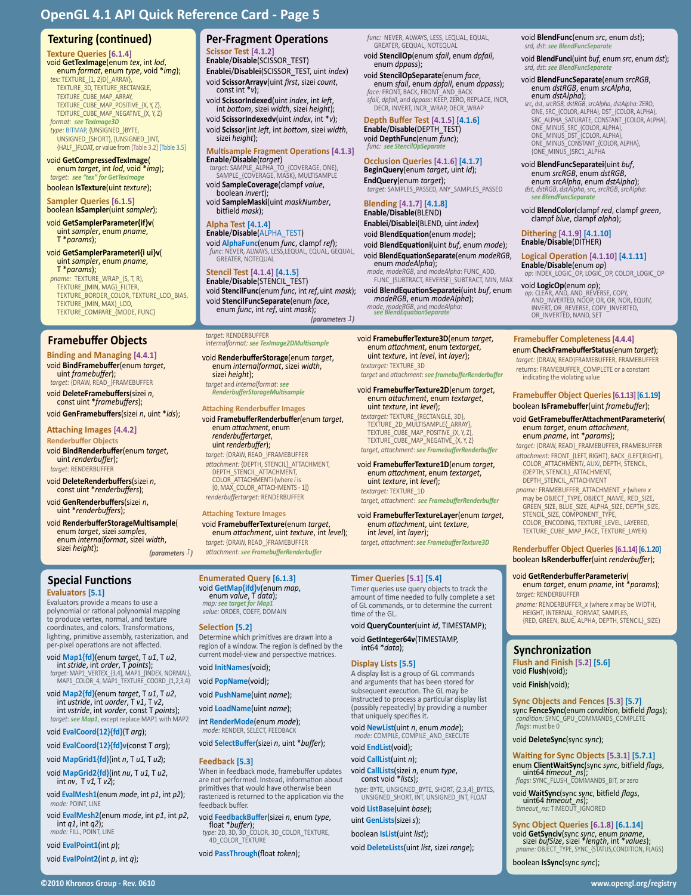# OpenGL 4.1 API Quick Reference Card - Page 5

## Texturing (continued)

### Texture Queries [6.1.4]

void **GetTexImage**(enum *tex*, int *lod*, enum *format*, enum *type*, void **img*);
 *tex:* TEXTURE_{1, 2}D{_ARRAY}, TEXTURE_3D, TEXTURE_RECTANGLE, TEXTURE_CUBE_MAP_ARRAY, TEXTURE_CUBE_MAP_POSITIVE_{X, Y, Z}, TEXTURE_CUBE_MAP_NEGATIVE_{X, Y, Z}
 *format:* **see TexImage3D**
 *type:* BITMAP, {UNSIGNED_}BYTE, UNSIGNED_{SHORT}, {UNSIGNED_}INT, {HALF_}FLOAT, or value from [Table 3.2] [Table 3.5]

void **GetCompressedTexImage**(enum *target*, int *lod*, void **img*);
 *target:* **see "tex" for GetTexImage**

boolean **IsTexture**(uint *texture*);

### Sampler Queries [6.1.5]

boolean **IsSampler**(uint *sampler*);

void **GetSamplerParameter{if}v**(uint *sampler*, enum *pname*, T **params*);

void **GetSamplerParameterI{i ui}v**(uint *sampler*, enum *pname*, T **params*);
 *pname:* TEXTURE_WRAP_{S, T, R}, TEXTURE_{MIN, MAG}_FILTER, TEXTURE_BORDER_COLOR, TEXTURE_LOD_BIAS, TEXTURE_{MIN, MAX}_LOD, TEXTURE_COMPARE_{MODE, FUNC}

## Per-Fragment Operations

### Scissor Test [4.1.2]

**Enable**/**Disable**(SCISSOR_TEST)

**Enablei**/**Disablei**(SCISSOR_TEST, uint *index*)

void **ScissorArrayv**(uint *first*, sizei *count*, const int **v*);

void **ScissorIndexed**(uint *index*, int *left*, int *bottom*, sizei *width*, sizei *height*);

void **ScissorIndexedv**(uint *index*, int **v*);

void **Scissor**(int *left*, int *bottom*, sizei *width*, sizei *height*);

### Multisample Fragment Operations [4.1.3]

**Enable**/**Disable**(*target*)
 *target:* SAMPLE_ALPHA_TO_{COVERAGE, ONE}, SAMPLE_{COVERAGE, MASK}, MULTISAMPLE

void **SampleCoverage**(clampf *value*, boolean *invert*);

void **SampleMaski**(uint *maskNumber*, bitfield *mask*);

### Alpha Test [4.1.4]

**Enable**/**Disable**(ALPHA_TEST)

void **AlphaFunc**(enum *func*, clampf *ref*);
 *func:* NEVER, ALWAYS, LESS, LEQUAL, EQUAL, GEQUAL, GREATER, NOTEQUAL

### Stencil Test [4.1.4] [4.1.5]

**Enable**/**Disable**(STENCIL_TEST)

void **StencilFunc**(enum *func*, int *ref*, uint *mask*);

void **StencilFuncSeparate**(enum *face*, enum *func*, int *ref*, uint *mask*);
 (parameters ↴)
 *func:* NEVER, ALWAYS, LESS, LEQUAL, EQUAL, GREATER, GEQUAL, NOTEQUAL

void **StencilOp**(enum *sfail*, enum *dpfail*, enum *dppass*);

void **StencilOpSeparate**(enum *face*, enum *sfail*, enum *dpfail*, enum *dppass*);
 *face:* FRONT, BACK, FRONT_AND_BACK
 *sfail, dpfail,* and *dppass:* KEEP, ZERO, REPLACE, INCR, DECR, INVERT, INCR_WRAP, DECR_WRAP

### Depth Buffer Test [4.1.5] [4.1.6]

**Enable**/**Disable**(DEPTH_TEST)

void **DepthFunc**(enum *func*);
 *func:* **see StencilOpSeparate**

### Occlusion Queries [4.1.6] [4.1.7]

**BeginQuery**(enum *target*, uint *id*);

**EndQuery**(enum *target*);
 *target:* SAMPLES_PASSED, ANY_SAMPLES_PASSED

### Blending [4.1.7] [4.1.8]

**Enable**/**Disable**(BLEND)

**Enablei**/**Disablei**(BLEND, uint *index*)

void **BlendEquation**(enum *mode*);

void **BlendEquationi**(uint *buf*, enum *mode*);

void **BlendEquationSeparate**(enum *modeRGB*, enum *modeAlpha*);
 *mode, modeRGB,* and *modeAlpha:* FUNC_ADD, FUNC_{SUBTRACT, REVERSE}_SUBTRACT, MIN, MAX

void **BlendEquationSeparatei**(uint *buf*, enum *modeRGB*, enum *modeAlpha*);
 *mode, modeRGB,* and *modeAlpha:* **see BlendEquationSeparate**

void **BlendFunc**(enum *src*, enum *dst*);
 *srd, dst:* **see BlendFuncSeparate**

void **BlendFunci**(uint *buf*, enum *src*, enum *dst*);
 *srd, dst:* **see BlendFuncSeparate**

void **BlendFuncSeparate**(enum *srcRGB*, enum *dstRGB*, enum *srcAlpha*, enum *dstAlpha*);
 *src, dst, srcRGB, dstRGB, srcAlpha, dstAlpha:* ZERO, ONE, SRC_{COLOR, ALPHA}, DST_{COLOR, ALPHA}, SRC_ALPHA_SATURATE, CONSTANT_{COLOR, ALPHA}, ONE_MINUS_SRC_{COLOR, ALPHA}, ONE_MINUS_DST_{COLOR, ALPHA}, ONE_MINUS_CONSTANT_{COLOR, ALPHA}, {ONE_MINUS_}SRC1_ALPHA

void **BlendFuncSeparatei**(uint *buf*, enum *srcRGB*, enum *dstRGB*, enum *srcAlpha*, enum *dstAlpha*);
 *dst, dstRGB, dstAlpha, src, srcRGB, srcAlpha:* **see BlendFuncSeparate**

void **BlendColor**(clampf *red*, clampf *green*, clampf *blue*, clampf *alpha*);

### Dithering [4.1.9] [4.1.10]

**Enable**/**Disable**(DITHER)

### Logical Operation [4.1.10] [4.1.11]

**Enable**/**Disable**(enum *op*)
 *op:* INDEX_LOGIC_OP, LOGIC_OP, COLOR_LOGIC_OP

void **LogicOp**(enum *op*);
 *op:* CLEAR, AND, AND_REVERSE, COPY, AND_INVERTED, NOOP, OR, OR, NOR, EQUIV, INVERT, OR_REVERSE, COPY_INVERTED, OR_INVERTED, NAND, SET

## Framebuffer Objects

### Binding and Managing [4.4.1]

void **BindFramebuffer**(enum *target*, uint *framebuffer*);
 *target:* {DRAW, READ_}FRAMEBUFFER

void **DeleteFramebuffers**(sizei *n*, const uint **framebuffers*);

void **GenFramebuffers**(sizei *n*, uint **ids*);

### Attaching Images [4.4.2]

#### Renderbuffer Objects

void **BindRenderbuffer**(enum *target*, uint *renderbuffer*);
 *target:* RENDERBUFFER

void **DeleteRenderbuffers**(sizei *n*, const uint **renderbuffers*);

void **GenRenderbuffers**(sizei *n*, uint **renderbuffers*);

void **RenderbufferStorageMultisample**(enum *target*, sizei *samples*, enum *internalformat*, sizei *width*, sizei *height*);
 (parameters ↴)
 *target:* RENDERBUFFER
 *internalformat:* **see TexImage2DMultisample**

void **RenderbufferStorage**(enum *target*, enum *internalformat*, sizei *width*, sizei *height*);
 *target* and *internalformat:* **see RenderbufferStorageMultisample**

#### Attaching Renderbuffer Images

void **FramebufferRenderbuffer**(enum *target*, enum *attachment*, enum *renderbuffertarget*, uint *renderbuffer*);
 *target:* {DRAW, READ_}FRAMEBUFFER
 *attachment:* {DEPTH, STENCIL}_ATTACHMENT, DEPTH_STENCIL_ATTACHMENT, COLOR_ATTACHMENT*i* (where *i* is [0, MAX_COLOR_ATTACHMENTS - 1])
 *renderbuffertarget:* RENDERBUFFER

#### Attaching Texture Images

void **FramebufferTexture**(enum *target*, enum *attachment*, uint *texture*, int *level*);
 *target:* {DRAW, READ_}FRAMEBUFFER
 *attachment:* **see FramebufferRenderbuffer**

void **FramebufferTexture3D**(enum *target*, enum *attachment*, enum *textarget*, uint *texture*, int *level*, int *layer*);
 *textarget:* TEXTURE_3D
 *target* and *attachment:* **see framebufferRenderbuffer**

void **FramebufferTexture2D**(enum *target*, enum *attachment*, enum *textarget*, uint *texture*, int *level*);
 *textarget:* TEXTURE_{RECTANGLE, 3D}, TEXTURE_2D_MULTISAMPLE{_ARRAY}, TEXTURE_CUBE_MAP_POSITIVE_{X, Y, Z}, TEXTURE_CUBE_MAP_NEGATIVE_{X, Y, Z}
 *target, attachment:* **see FramebufferRenderbuffer**

void **FramebufferTexture1D**(enum *target*, enum *attachment*, enum *textarget*, uint *texture*, int *level*);
 *textarget:* TEXTURE_1D
 *target, attachment:* **see FramebufferRenderbuffer**

void **FramebufferTextureLayer**(enum *target*, enum *attachment*, uint *texture*, int *level*, int *layer*);
 *target, attachment:* **see FramebufferTexture3D**

### Framebuffer Completeness [4.4.4]

enum **CheckFramebufferStatus**(enum *target*);
 *target:* {DRAW, READ}FRAMEBUFFER, FRAMEBUFFER
 returns: FRAMEBUFFER_COMPLETE or a constant indicating the violating value

### Framebuffer Object Queries [6.1.13] [6.1.19]

boolean **IsFramebuffer**(uint *framebuffer*);

void **GetFramebufferAttachmentParameteriv**(enum *target*, enum *attachment*, enum *pname*, int **params*);
 *target:* {DRAW, READ}_FRAMEBUFFER, FRAMEBUFFER
 *attachment:* FRONT_{LEFT, RIGHT}, BACK_{LEFT,RIGHT}, COLOR_ATTACHMENT*i*, AUX*i*, DEPTH, STENCIL, {DEPTH, STENCIL}_ATTACHMENT, DEPTH_STENCIL_ATTACHMENT
 *pname:* FRAMEBUFFER_ATTACHMENT_*x* (where *x* may be OBJECT_TYPE, OBJECT_NAME, RED_SIZE, GREEN_SIZE, BLUE_SIZE, ALPHA_SIZE, DEPTH_SIZE, STENCIL_SIZE, COMPONENT_TYPE, COLOR_ENCODING, TEXTURE_LEVEL, LAYERED, TEXTURE_CUBE_MAP_FACE, TEXTURE_LAYER)

### Renderbuffer Object Queries [6.1.14] [6.1.20]

boolean **IsRenderbuffer**(uint *renderbuffer*);

void **GetRenderbufferParameteriv**(enum *target*, enum *pname*, int **params*);
 *target:* RENDERBUFFER
 *pname:* RENDERBUFFER_*x* (where *x* may be WIDTH, HEIGHT, INTERNAL_FORMAT, SAMPLES, {RED, GREEN, BLUE, ALPHA, DEPTH, STENCIL}_SIZE)

## Special Functions

### Evaluators [5.1]

Evaluators provide a means to use a polynomial or rational polynomial mapping to produce vertex, normal, and texture coordinates, and colors. Transformations, lighting, primitive assembly, rasterization, and per-pixel operations are not affected.

void **Map1{fd}**(enum *target*, T *u1*, T *u2*, int *stride*, int *order*, T *points*);
 *target:* MAP1_VERTEX_{3,4}, MAP1_{INDEX, NORMAL}, MAP1_COLOR_4, MAP1_TEXTURE_COORD_{1,2,3,4}

void **Map2{fd}**(enum *target*, T *u1*, T *u2*, int *ustride*, int *uorder*, T *v1*, T *v2*, int *vstride*, int *vorder*, const T *points*);
 *target:* **see Map1**, except replace MAP1 with MAP2

void **EvalCoord{12}{fd}**(T *arg*);

void **EvalCoord{12}{fd}v**(const T *arg*);

void **MapGrid1{fd}**(int *n*, T *u1*, T *u2*);

void **MapGrid2{fd}**(int *nu*, T *u1*, T *u2*, int *nv*, T *v1*, T *v2*);

void **EvalMesh1**(enum *mode*, int *p1*, int *p2*);
 *mode:* POINT, LINE

void **EvalMesh2**(enum *mode*, int *p1*, int *p2*, int *q1*, int *q2*);
 *mode:* FILL, POINT, LINE

void **EvalPoint1**(int *p*);

void **EvalPoint2**(int *p*, int *q*);

### Enumerated Query [6.1.3]

void **GetMap{ifd}v**(enum *map*, enum *value*, T *data*);
 *map:* **see target for Map1**
 *value:* ORDER, COEFF, DOMAIN

### Selection [5.2]

Determine which primitives are drawn into a region of a window. The region is defined by the current model-view and perspective matrices.

void **InitNames**(void);

void **PopName**(void);

void **PushName**(uint *name*);

void **LoadName**(uint *name*);

int **RenderMode**(enum *mode*);
 *mode:* RENDER, SELECT, FEEDBACK

void **SelectBuffer**(sizei *n*, uint **buffer*);

### Feedback [5.3]

When in feedback mode, framebuffer updates are not performed. Instead, information about primitives that would have otherwise been rasterized is returned to the application via the feedback buffer.

void **FeedbackBuffer**(sizei *n*, enum *type*, float **buffer*);
 *type:* 2D, 3D, 3D_COLOR, 3D_COLOR_TEXTURE, 4D_COLOR_TEXTURE

void **PassThrough**(float *token*);

### Timer Queries [5.1] [5.4]

Timer queries use query objects to track the amount of time needed to fully complete a set of GL commands, or to determine the current time of the GL.

void **QueryCounter**(uint *id*, TIMESTAMP);

void **GetInteger64v**(TIMESTAMP, int64 **data*);

### Display Lists [5.5]

A display list is a group of GL commands and arguments that has been stored for subsequent execution. The GL may be instructed to process a particular display list (possibly repeatedly) by providing a number that uniquely specifies it.

void **NewList**(uint *n*, enum *mode*);
 *mode:* COMPILE, COMPILE_AND_EXECUTE

void **EndList**(void);

void **CallList**(uint *n*);

void **CallLists**(sizei *n*, enum *type*, const void **lists*);
 *type:* BYTE, UNSIGNED_BYTE, SHORT, {2,3,4}_BYTES, UNSIGNED_SHORT, INT, UNSIGNED_INT, FLOAT

void **ListBase**(uint *base*);

uint **GenLists**(sizei *s*);

boolean **IsList**(uint *list*);

void **DeleteLists**(uint *list*, sizei *range*);

## Synchronization

### Flush and Finish [5.2] [5.6]

void **Flush**(void);

void **Finish**(void);

### Sync Objects and Fences [5.3] [5.7]

sync **FenceSync**(enum *condition*, bitfield *flags*);
 *condition:* SYNC_GPU_COMMANDS_COMPLETE
 *flags:* must be 0

void **DeleteSync**(sync *sync*);

### Waiting for Sync Objects [5.3.1] [5.7.1]

enum **ClientWaitSync**(sync *sync*, bitfield *flags*, uint64 *timeout_ns*);
 *flags:* SYNC_FLUSH_COMMANDS_BIT, or zero

void **WaitSync**(sync *sync*, bitfield *flags*, uint64 *timeout_ns*);
 *timeout_ns:* TIMEOUT_IGNORED

### Sync Object Queries [6.1.8] [6.1.14]

void **GetSynciv**(sync *sync*, enum *pname*, sizei *bufSize*, sizei **length*, int **values*);
 *pname:* OBJECT_TYPE, SYNC_{STATUS,CONDITION, FLAGS}

boolean **IsSync**(sync *sync*);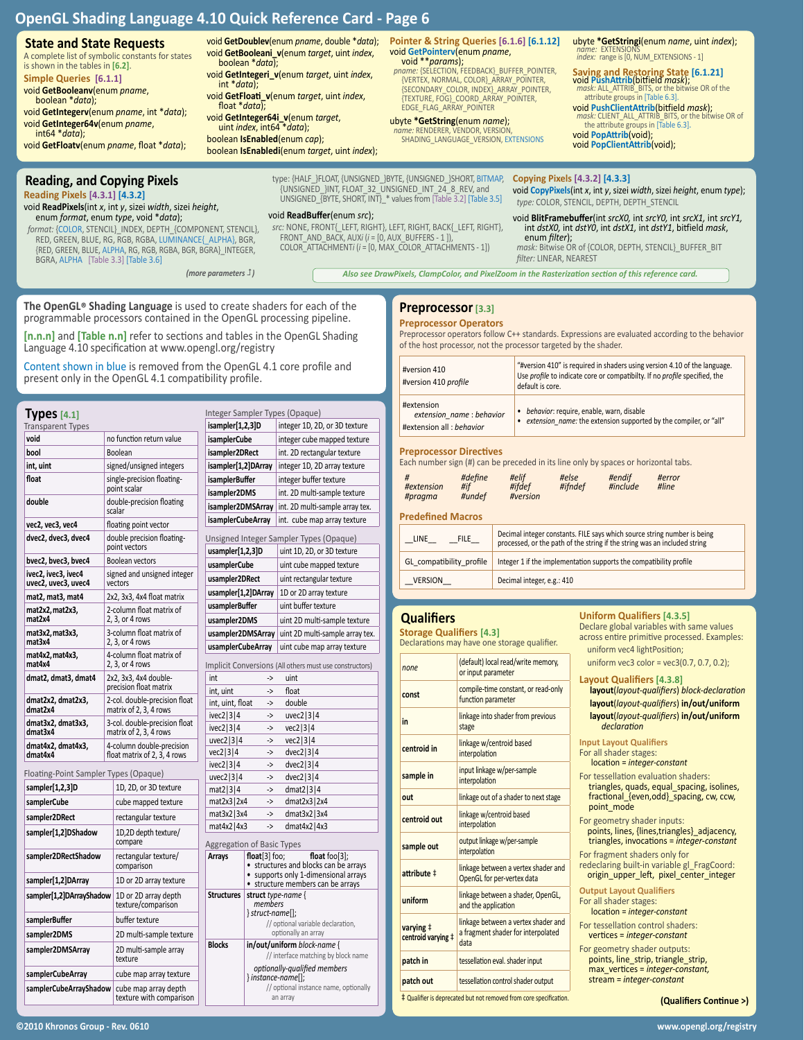# OpenGL Shading Language 4.10 Quick Reference Card - Page 6

## State and State Requests

A complete list of symbolic constants for states is shown in the tables in [6.2].

### Simple Queries [6.1.1]

void **GetBooleanv**(enum *pname*, boolean **data*);

void **GetIntegerv**(enum *pname*, int **data*);

void **GetInteger64v**(enum *pname*, int64 **data*);

void **GetFloatv**(enum *pname*, float **data*);

void **GetDoublev**(enum *pname*, double **data*);

void **GetBooleani_v**(enum *target*, uint *index*, boolean **data*);

void **GetIntegeri_v**(enum *target*, uint *index*, int **data*);

void **GetFloati_v**(enum *target*, uint *index*, float **data*);

void **GetInteger64i_v**(enum *target*, uint *index*, int64 **data*);

boolean **IsEnabled**(enum *cap*);

boolean **IsEnabledi**(enum *target*, uint *index*);

### Pointer & String Queries [6.1.6] [6.1.12]

void **GetPointerv**(enum *pname*, void ***params*);
*pname:* {SELECTION, FEEDBACK}_BUFFER_POINTER, {VERTEX, NORMAL, COLOR}_ARRAY_POINTER, {SECONDARY_COLOR, INDEX}_ARRAY_POINTER, {TEXTURE, FOG}_COORD_ARRAY_POINTER, EDGE_FLAG_ARRAY_POINTER

ubyte ***GetString**(enum *name*);
*name:* RENDERER, VENDOR, VERSION, SHADING_LANGUAGE_VERSION, EXTENSIONS

ubyte ***GetStringi**(enum *name*, uint *index*);
*name:* EXTENSIONS
*index:* range is [0, NUM_EXTENSIONS - 1]

### Saving and Restoring State [6.1.21]

void **PushAttrib**(bitfield *mask*);
*mask:* ALL_ATTRIB_BITS, or the bitwise OR of the attribute groups in [Table 6.3].

void **PushClientAttrib**(bitfield *mask*);
*mask:* CLIENT_ALL_ATTRIB_BITS, or the bitwise OR of the attribute groups in [Table 6.3].

void **PopAttrib**(void);

void **PopClientAttrib**(void);

## Reading, and Copying Pixels

### Reading Pixels [4.3.1] [4.3.2]

void **ReadPixels**(int *x*, int *y*, sizei *width*, sizei *height*, enum *format*, enum *type*, void **data*);
*format:* {COLOR, STENCIL}_INDEX, DEPTH_{COMPONENT, STENCIL}, RED, GREEN, BLUE, RG, RGB, RGBA, LUMINANCE{_ALPHA}, BGR, {RED, GREEN, BLUE, ALPHA, RG, RGB, RGBA, BGR, BGRA}_INTEGER, BGRA, ALPHA [Table 3.3] [Table 3.6]
*(more parameters ↗)*
*type:* {HALF_}FLOAT, {UNSIGNED_}BYTE, {UNSIGNED_}SHORT, BITMAP, {UNSIGNED_}INT, FLOAT_32_UNSIGNED_INT_24_8_REV, and UNSIGNED_{BYTE, SHORT, INT}_* values from [Table 3.2] [Table 3.5]

void **ReadBuffer**(enum *src*);
*src:* NONE, FRONT{_LEFT, RIGHT}, LEFT, RIGHT, BACK{_LEFT, RIGHT}, FRONT_AND_BACK, AUX*i* (*i* = [0, AUX_BUFFERS - 1 ]), COLOR_ATTACHMENT*i* (*i* = [0, MAX_COLOR_ATTACHMENTS - 1])

### Copying Pixels [4.3.2] [4.3.3]

void **CopyPixels**(int *x*, int *y*, sizei *width*, sizei *height*, enum *type*);
*type:* COLOR, STENCIL, DEPTH, DEPTH_STENCIL

void **BlitFramebuffer**(int *srcX0*, int *srcY0*, int *srcX1*, int *srcY1*, int *dstX0*, int *dstY0*, int *dstX1*, int *dstY1*, bitfield *mask*, enum *filter*);
*mask:* Bitwise OR of {COLOR, DEPTH, STENCIL}_BUFFER_BIT
*filter:* LINEAR, NEAREST

*Also see DrawPixels, ClampColor, and PixelZoom in the Rasterization section of this reference card.*

**The OpenGL® Shading Language** is used to create shaders for each of the programmable processors contained in the OpenGL processing pipeline.

[n.n.n] and [Table n.n] refer to sections and tables in the OpenGL Shading Language 4.10 specification at www.opengl.org/registry

Content shown in blue is removed from the OpenGL 4.1 core profile and present only in the OpenGL 4.1 compatibility profile.

## Types [4.1]

Transparent Types

| Type | Description |
|---|---|
| void | no function return value |
| bool | Boolean |
| int, uint | signed/unsigned integers |
| float | single-precision floating-point scalar |
| double | double-precision floating scalar |
| vec2, vec3, vec4 | floating point vector |
| dvec2, dvec3, dvec4 | double precision floating-point vectors |
| bvec2, bvec3, bvec4 | Boolean vectors |
| ivec2, ivec3, ivec4 uvec2, uvec3, uvec4 | signed and unsigned integer vectors |
| mat2, mat3, mat4 | 2x2, 3x3, 4x4 float matrix |
| mat2x2, mat2x3, mat2x4 | 2-column float matrix of 2, 3, or 4 rows |
| mat3x2, mat3x3, mat3x4 | 3-column float matrix of 2, 3, or 4 rows |
| mat4x2, mat4x3, mat4x4 | 4-column float matrix of 2, 3, or 4 rows |
| dmat2, dmat3, dmat4 | 2x2, 3x3, 4x4 double-precision float matrix |
| dmat2x2, dmat2x3, dmat2x4 | 2-col. double-precision float matrix of 2, 3, 4 rows |
| dmat3x2, dmat3x3, dmat3x4 | 3-col. double-precision float matrix of 2, 3, 4 rows |
| dmat4x2, dmat4x3, dmat4x4 | 4-column double-precision float matrix of 2, 3, 4 rows |

Floating-Point Sampler Types (Opaque)

| Type | Description |
|---|---|
| sampler[1,2,3]D | 1D, 2D, or 3D texture |
| samplerCube | cube mapped texture |
| sampler2DRect | rectangular texture |
| sampler[1,2]DShadow | 1D,2D depth texture/ compare |
| sampler2DRectShadow | rectangular texture/ comparison |
| sampler[1,2]DArray | 1D or 2D array texture |
| sampler[1,2]DArrayShadow | 1D or 2D array depth texture/comparison |
| samplerBuffer | buffer texture |
| sampler2DMS | 2D multi-sample texture |
| sampler2DMSArray | 2D multi-sample array texture |
| samplerCubeArray | cube map array texture |
| samplerCubeArrayShadow | cube map array depth texture with comparison |

Integer Sampler Types (Opaque)

| Type | Description |
|---|---|
| isampler[1,2,3]D | integer 1D, 2D, or 3D texture |
| isamplerCube | integer cube mapped texture |
| isampler2DRect | int. 2D rectangular texture |
| isampler[1,2]DArray | integer 1D, 2D array texture |
| isamplerBuffer | integer buffer texture |
| isampler2DMS | int. 2D multi-sample texture |
| isampler2DMSArray | int. 2D multi-sample array tex. |
| isamplerCubeArray | int. cube map array texture |

Unsigned Integer Sampler Types (Opaque)

| Type | Description |
|---|---|
| usampler[1,2,3]D | uint 1D, 2D, or 3D texture |
| usamplerCube | uint cube mapped texture |
| usampler2DRect | uint rectangular texture |
| usampler[1,2]DArray | 1D or 2D array texture |
| usamplerBuffer | uint buffer texture |
| usampler2DMS | uint 2D multi-sample texture |
| usampler2DMSArray | uint 2D multi-sample array tex. |
| usamplerCubeArray | uint cube map array texture |

Implicit Conversions (All others must use constructors)

| From | | To |
|---|---|---|
| int | -> | uint |
| int, uint | -> | float |
| int, uint, float | -> | double |
| ivec2\|3\|4 | -> | uvec2\|3\|4 |
| ivec2\|3\|4 | -> | vec2\|3\|4 |
| uvec2\|3\|4 | -> | vec2\|3\|4 |
| vec2\|3\|4 | -> | dvec2\|3\|4 |
| ivec2\|3\|4 | -> | dvec2\|3\|4 |
| uvec2\|3\|4 | -> | dvec2\|3\|4 |
| mat2\|3\|4 | -> | dmat2\|3\|4 |
| mat2x3\|2x4 | -> | dmat2x3\|2x4 |
| mat3x2\|3x4 | -> | dmat3x2\|3x4 |
| mat4x2\|4x3 | -> | dmat4x2\|4x3 |

Aggregation of Basic Types

| | |
|---|---|
| Arrays | **float**[3] foo; **float** foo[3]; • structures and blocks can be arrays • supports only 1-dimensional arrays • structure members can be arrays |
| Structures | **struct** *type-name* { *members* } *struct-name*[]; // optional variable declaration, optionally an array |
| Blocks | **in/out/uniform** *block-name* { // interface matching by block name *optionally-qualified members* } *instance-name*[]; // optional instance name, optionally an array |

## Preprocessor [3.3]

### Preprocessor Operators

Preprocessor follows C++ standards. Expressions are evaluated according to the behavior of the host processor, not the processor targeted by the shader.

| | |
|---|---|
| #version 410 #version 410 *profile* | "#version 410" is required in shaders using version 4.10 of the language. Use *profile* to indicate core or compatibilty. If no *profile* specified, the default is core. |
| #extension *extension_name : behavior* #extension all : *behavior* | • *behavior*: require, enable, warn, disable • *extension_name*: the extension supported by the compiler, or "all" |

### Preprocessor Directives

Each number sign (#) can be preceded in its line only by spaces or horizontal tabs.

| | | | | | |
|---|---|---|---|---|---|
| # | #define | #elif | #else | #endif | #error |
| #extension | #if | #ifdef | #ifndef | #include | #line |
| #pragma | #undef | #version | | | |

### Predefined Macros

| | |
|---|---|
| __LINE__ __FILE__ | Decimal integer constants. FILE says which source string number is being processed, or the path of the string if the string was an included string |
| GL_compatibility_profile | Integer 1 if the implementation supports the compatibility profile |
| __VERSION__ | Decimal integer, e.g.: 410 |

## Qualifiers

### Storage Qualifiers [4.3]

Declarations may have one storage qualifier.

| Qualifier | Description |
|---|---|
| *none* | (default) local read/write memory, or input parameter |
| const | compile-time constant, or read-only function parameter |
| in | linkage into shader from previous stage |
| centroid in | linkage w/centroid based interpolation |
| sample in | input linkage w/per-sample interpolation |
| out | linkage out of a shader to next stage |
| centroid out | linkage w/centroid based interpolation |
| sample out | output linkage w/per-sample interpolation |
| attribute ‡ | linkage between a vertex shader and OpenGL for per-vertex data |
| uniform | linkage between a shader, OpenGL, and the application |
| varying ‡ centroid varying ‡ | linkage between a vertex shader and a fragment shader for interpolated data |
| patch in | tessellation eval. shader input |
| patch out | tessellation control shader output |

‡ Qualifier is deprecated but not removed from core specification.

### Uniform Qualifiers [4.3.5]

Declare global variables with same values across entire primitive processed. Examples:

uniform vec4 lightPosition;

uniform vec3 color = vec3(0.7, 0.7, 0.2);

### Layout Qualifiers [4.3.8]

**layout**(*layout-qualifiers*) *block-declaration*

**layout**(*layout-qualifiers*) **in/out/uniform**

**layout**(*layout-qualifiers*) **in/out/uniform** *declaration*

#### Input Layout Qualifiers

For all shader stages:
location = *integer-constant*

For tessellation evaluation shaders:
triangles, quads, equal_spacing, isolines, fractional_{even,odd}_spacing, cw, ccw, point_mode

For geometry shader inputs:
points, lines, {lines,triangles}_adjacency, triangles, invocations = *integer-constant*

For fragment shaders only for redeclaring built-in variable gl_FragCoord:
origin_upper_left, pixel_center_integer

#### Output Layout Qualifiers

For all shader stages:
location = *integer-constant*

For tessellation control shaders:
vertices = *integer-constant*

For geometry shader outputs:
points, line_strip, triangle_strip, max_vertices = *integer-constant*, stream = *integer-constant*

**(Qualifiers Continue >)**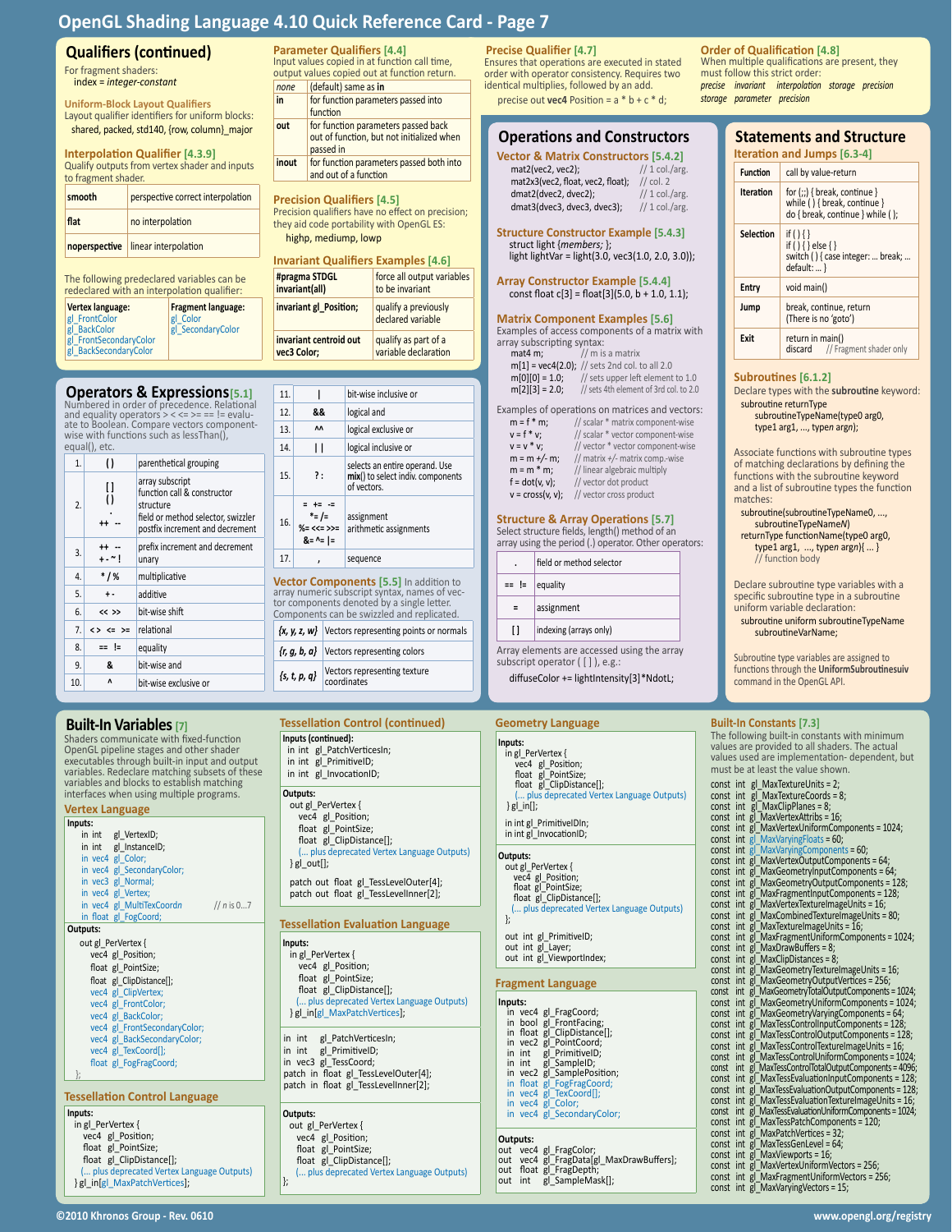# OpenGL Shading Language 4.10 Quick Reference Card - Page 7

## Qualifiers (continued)

For fragment shaders:
index = *integer-constant*

### Uniform-Block Layout Qualifiers

Layout qualifier identifiers for uniform blocks:
shared, packed, std140, {row, column}_major

### Interpolation Qualifier [4.3.9]

Qualify outputs from vertex shader and inputs to fragment shader.

| | |
|---|---|
| **smooth** | perspective correct interpolation |
| **flat** | no interpolation |
| **noperspective** | linear interpolation |

The following predeclared variables can be redeclared with an interpolation qualifier:

| Vertex language: | Fragment language: |
|---|---|
| gl_FrontColor<br>gl_BackColor<br>gl_FrontSecondaryColor<br>gl_BackSecondaryColor | gl_Color<br>gl_SecondaryColor |

### Parameter Qualifiers [4.4]

Input values copied in at function call time, output values copied out at function return.

| | |
|---|---|
| *none* | (default) same as **in** |
| **in** | for function parameters passed into function |
| **out** | for function parameters passed back out of function, but not initialized when passed in |
| **inout** | for function parameters passed both into and out of a function |

### Precision Qualifiers [4.5]

Precision qualifiers have no effect on precision; they aid code portability with OpenGL ES:
highp, mediump, lowp

### Invariant Qualifiers Examples [4.6]

| | |
|---|---|
| **#pragma STDGL invariant(all)** | force all output variables to be invariant |
| **invariant gl_Position;** | qualify a previously declared variable |
| **invariant centroid out vec3 Color;** | qualify as part of a variable declaration |

### Precise Qualifier [4.7]

Ensures that operations are executed in stated order with operator consistency. Requires two identical multiplies, followed by an add.

```
precise out vec4 Position = a * b + c * d;
```

### Order of Qualification [4.8]

When multiple qualifications are present, they must follow this strict order:
*precise invariant interpolation storage precision*
*storage parameter precision*

## Operators & Expressions [5.1]

Numbered in order of precedence. Relational and equality operators > < <= >= == != evaluate to Boolean. Compare vectors component-wise with functions such as lessThan(), equal(), etc.

| | | |
|---|---|---|
| 1. | **( )** | parenthetical grouping |
| 2. | **[ ]**<br>**( )**<br>**.**<br>**++ --** | array subscript<br>function call & constructor structure<br>field or method selector, swizzler<br>postfix increment and decrement |
| 3. | **++ --**<br>**+ - ~ !** | prefix increment and decrement<br>unary |
| 4. | **\* / %** | multiplicative |
| 5. | **+ -** | additive |
| 6. | **<< >>** | bit-wise shift |
| 7. | **< > <= >=** | relational |
| 8. | **== !=** | equality |
| 9. | **&** | bit-wise and |
| 10. | **^** | bit-wise exclusive or |
| 11. | **\|** | bit-wise inclusive or |
| 12. | **&&** | logical and |
| 13. | **^^** | logical exclusive or |
| 14. | **\|\|** | logical inclusive or |
| 15. | **? :** | selects an entire operand. Use **mix()** to select indiv. components of vectors. |
| 16. | **= += -=**<br>**\*= /=**<br>**%= <<= >>=**<br>**&= ^= \|=** | assignment<br>arithmetic assignments |
| 17. | **,** | sequence |

### Vector Components [5.5]

In addition to array numeric subscript syntax, names of vector components denoted by a single letter. Components can be swizzled and replicated.

| | |
|---|---|
| *{x, y, z, w}* | Vectors representing points or normals |
| *{r, g, b, a}* | Vectors representing colors |
| *{s, t, p, q}* | Vectors representing texture coordinates |

## Operations and Constructors

### Vector & Matrix Constructors [5.4.2]

```
mat2(vec2, vec2);                 // 1 col./arg.
mat2x3(vec2, float, vec2, float); // col. 2
dmat2(dvec2, dvec2);              // 1 col./arg.
dmat3(dvec3, dvec3, dvec3);       // 1 col./arg.
```

### Structure Constructor Example [5.4.3]

```
struct light {members; };
light lightVar = light(3.0, vec3(1.0, 2.0, 3.0));
```

### Array Constructor Example [5.4.4]

```
const float c[3] = float[3](5.0, b + 1.0, 1.1);
```

### Matrix Component Examples [5.6]

Examples of access components of a matrix with array subscripting syntax:

```
mat4 m;            // m is a matrix
m[1] = vec4(2.0);  // sets 2nd col. to all 2.0
m[0][0] = 1.0;     // sets upper left element to 1.0
m[2][3] = 2.0;     // sets 4th element of 3rd col. to 2.0
```

Examples of operations on matrices and vectors:

```
m = f * m;     // scalar * matrix component-wise
v = f * v;     // scalar * vector component-wise
v = v * v;     // vector * vector component-wise
m = m +/- m;   // matrix +/- matrix comp.-wise
m = m * m;     // linear algebraic multiply
f = dot(v, v); // vector dot product
v = cross(v, v); // vector cross product
```

### Structure & Array Operations [5.7]

Select structure fields, length() method of an array using the period (.) operator. Other operators:

| | |
|---|---|
| **.** | field or method selector |
| **== !=** | equality |
| **=** | assignment |
| **[ ]** | indexing (arrays only) |

Array elements are accessed using the array subscript operator ( [ ] ), e.g.:

```
diffuseColor += lightIntensity[3]*NdotL;
```

## Statements and Structure

### Iteration and Jumps [6.3-4]

| | |
|---|---|
| **Function** | call by value-return |
| **Iteration** | for (;;) { break, continue }<br>while ( ) { break, continue }<br>do { break, continue } while ( ); |
| **Selection** | if ( ) { }<br>if ( ) { } else { }<br>switch ( ) { case integer: ... break; ... default: ... } |
| **Entry** | void main() |
| **Jump** | break, continue, return<br>(There is no 'goto') |
| **Exit** | return in main()<br>discard // Fragment shader only |

### Subroutines [6.1.2]

Declare types with the **subroutine** keyword:

```
subroutine returnType
    subroutineTypeName(type0 arg0,
    type1 arg1, ..., typen argn);
```

Associate functions with subroutine types of matching declarations by defining the functions with the subroutine keyword and a list of subroutine types the function matches:

```
subroutine(subroutineTypeName0, ...,
    subroutineTypeNameN)
returnType functionName(type0 arg0,
    type1 arg1, ..., typen argn){ ... }
    // function body
```

Declare subroutine type variables with a specific subroutine type in a subroutine uniform variable declaration:

```
subroutine uniform subroutineTypeName
    subroutineVarName;
```

Subroutine type variables are assigned to functions through the **UniformSubroutinesuiv** command in the OpenGL API.

## Built-In Variables [7]

Shaders communicate with fixed-function OpenGL pipeline stages and other shader executables through built-in input and output variables. Redeclare matching subsets of these variables and blocks to establish matching interfaces when using multiple programs.

### Vertex Language

**Inputs:**

```
in int   gl_VertexID;
in int   gl_InstanceID;
in vec4  gl_Color;
in vec4  gl_SecondaryColor;
in vec3  gl_Normal;
in vec4  gl_Vertex;
in vec4  gl_MultiTexCoordn     // n is 0...7
in float gl_FogCoord;
```

**Outputs:**

```
out gl_PerVertex {
    vec4  gl_Position;
    float gl_PointSize;
    float gl_ClipDistance[];
    vec4  gl_ClipVertex;
    vec4  gl_FrontColor;
    vec4  gl_BackColor;
    vec4  gl_FrontSecondaryColor;
    vec4  gl_BackSecondaryColor;
    vec4  gl_TexCoord[];
    float gl_FogFragCoord;
};
```

### Tessellation Control Language

**Inputs:**

```
in gl_PerVertex {
    vec4  gl_Position;
    float gl_PointSize;
    float gl_ClipDistance[];
    (... plus deprecated Vertex Language Outputs)
} gl_in[gl_MaxPatchVertices];
```

### Tessellation Control (continued)

**Inputs (continued):**

```
in int gl_PatchVerticesIn;
in int gl_PrimitiveID;
in int gl_InvocationID;
```

**Outputs:**

```
out gl_PerVertex {
    vec4  gl_Position;
    float gl_PointSize;
    float gl_ClipDistance[];
    (... plus deprecated Vertex Language Outputs)
} gl_out[];

patch out float gl_TessLevelOuter[4];
patch out float gl_TessLevelInner[2];
```

### Tessellation Evaluation Language

**Inputs:**

```
in gl_PerVertex {
    vec4  gl_Position;
    float gl_PointSize;
    float gl_ClipDistance[];
    (... plus deprecated Vertex Language Outputs)
} gl_in[gl_MaxPatchVertices];

in int   gl_PatchVerticesIn;
in int   gl_PrimitiveID;
in vec3  gl_TessCoord;
patch in float gl_TessLevelOuter[4];
patch in float gl_TessLevelInner[2];
```

**Outputs:**

```
out gl_PerVertex {
    vec4  gl_Position;
    float gl_PointSize;
    float gl_ClipDistance[];
    (... plus deprecated Vertex Language Outputs)
};
```

### Geometry Language

**Inputs:**

```
in gl_PerVertex {
    vec4  gl_Position;
    float gl_PointSize;
    float gl_ClipDistance[];
    (... plus deprecated Vertex Language Outputs)
} gl_in[];

in int gl_PrimitiveIDIn;
in int gl_InvocationID;
```

**Outputs:**

```
out gl_PerVertex {
    vec4  gl_Position;
    float gl_PointSize;
    float gl_ClipDistance[];
    (... plus deprecated Vertex Language Outputs)
};

out int gl_PrimitiveID;
out int gl_Layer;
out int gl_ViewportIndex;
```

### Fragment Language

**Inputs:**

```
in vec4  gl_FragCoord;
in bool  gl_FrontFacing;
in float gl_ClipDistance[];
in vec2  gl_PointCoord;
in int   gl_PrimitiveID;
in int   gl_SampleID;
in vec2  gl_SamplePosition;
in float gl_FogFragCoord;
in vec4  gl_TexCoord[];
in vec4  gl_Color;
in vec4  gl_SecondaryColor;
```

**Outputs:**

```
out vec4  gl_FragColor;
out vec4  gl_FragData[gl_MaxDrawBuffers];
out float gl_FragDepth;
out int   gl_SampleMask[];
```

## Built-In Constants [7.3]

The following built-in constants with minimum values are provided to all shaders. The actual values used are implementation- dependent, but must be at least the value shown.

```
const int gl_MaxTextureUnits = 2;
const int gl_MaxTextureCoords = 8;
const int gl_MaxClipPlanes = 8;
const int gl_MaxVertexAttribs = 16;
const int gl_MaxVertexUniformComponents = 1024;
const int gl_MaxVaryingFloats = 60;
const int gl_MaxVaryingComponents = 60;
const int gl_MaxVertexOutputComponents = 64;
const int gl_MaxGeometryInputComponents = 64;
const int gl_MaxGeometryOutputComponents = 128;
const int gl_MaxFragmentInputComponents = 128;
const int gl_MaxVertexTextureImageUnits = 16;
const int gl_MaxCombinedTextureImageUnits = 80;
const int gl_MaxTextureImageUnits = 16;
const int gl_MaxFragmentUniformComponents = 1024;
const int gl_MaxDrawBuffers = 8;
const int gl_MaxClipDistances = 8;
const int gl_MaxGeometryTextureImageUnits = 16;
const int gl_MaxGeometryOutputVertices = 256;
const int gl_MaxGeometryTotalOutputComponents = 1024;
const int gl_MaxGeometryUniformComponents = 1024;
const int gl_MaxGeometryVaryingComponents = 64;
const int gl_MaxTessControlInputComponents = 128;
const int gl_MaxTessControlOutputComponents = 128;
const int gl_MaxTessControlTextureImageUnits = 16;
const int gl_MaxTessControlUniformComponents = 1024;
const int gl_MaxTessControlTotalOutputComponents = 4096;
const int gl_MaxTessEvaluationInputComponents = 128;
const int gl_MaxTessEvaluationOutputComponents = 128;
const int gl_MaxTessEvaluationTextureImageUnits = 16;
const int gl_MaxTessEvaluationUniformComponents = 1024;
const int gl_MaxTessPatchComponents = 120;
const int gl_MaxPatchVertices = 32;
const int gl_MaxTessGenLevel = 64;
const int gl_MaxViewports = 16;
const int gl_MaxVertexUniformVectors = 256;
const int gl_MaxFragmentUniformVectors = 256;
const int gl_MaxVaryingVectors = 15;
```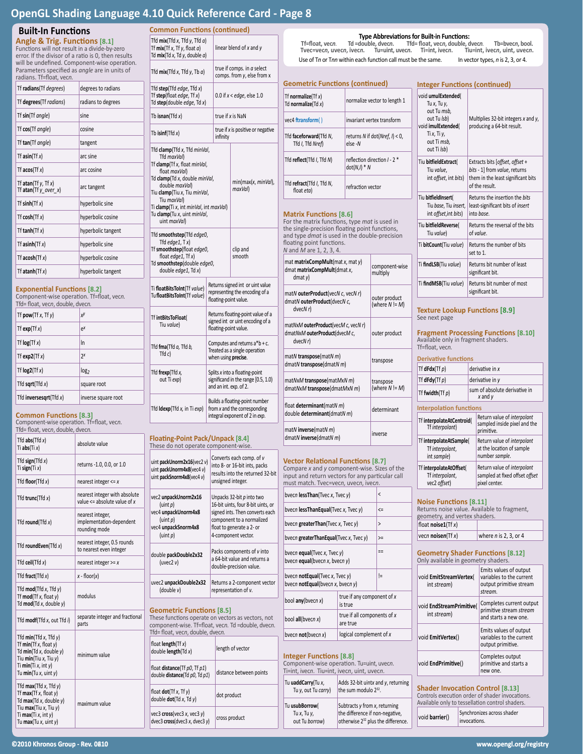# Built-In Functions

## Angle & Trig. Functions [8.1]

Functions will not result in a divide-by-zero error. If the divisor of a ratio is 0, then results will be undefined. Component-wise operation. Parameters specified as *angle* are in units of radians. Tf=float, vec*n*.

| Function | Description |
|---|---|
| Tf **radians**(Tf *degrees*) | degrees to radians |
| Tf **degrees**(Tf *radians*) | radians to degrees |
| Tf **sin**(Tf *angle*) | sine |
| Tf **cos**(Tf *angle*) | cosine |
| Tf **tan**(Tf *angle*) | tangent |
| Tf **asin**(Tf *x*) | arc sine |
| Tf **acos**(Tf *x*) | arc cosine |
| Tf **atan**(Tf *y*, Tf *x*)<br>Tf **atan**(Tf *y_over_x*) | arc tangent |
| Tf **sinh**(Tf *x*) | hyperbolic sine |
| Tf **cosh**(Tf *x*) | hyperbolic cosine |
| Tf **tanh**(Tf *x*) | hyperbolic tangent |
| Tf **asinh**(Tf *x*) | hyperbolic sine |
| Tf **acosh**(Tf *x*) | hyperbolic cosine |
| Tf **atanh**(Tf *x*) | hyperbolic tangent |

## Exponential Functions [8.2]

Component-wise operation. Tf=float, vec*n*. Tfd= float, vec*n*, double, dvec*n*.

| Function | Description |
|---|---|
| Tf **pow**(Tf *x*, Tf *y*) | $x^y$ |
| Tf **exp**(Tf *x*) | $e^x$ |
| Tf **log**(Tf *x*) | ln |
| Tf **exp2**(Tf *x*) | $2^x$ |
| Tf **log2**(Tf *x*) | $\log_2$ |
| Tfd **sqrt**(Tfd *x*) | square root |
| Tfd **inversesqrt**(Tfd *x*) | inverse square root |

## Common Functions [8.3]

Component-wise operation. Tf=float, vec*n*. Tfd= float, vec*n*, double, dvec*n*.

| Function | Description |
|---|---|
| Tfd **abs**(Tfd *x*)<br>Ti **abs**(Ti *x*) | absolute value |
| Tfd **sign**(Tfd *x*)<br>Ti **sign**(Ti *x*) | returns -1.0, 0.0, or 1.0 |
| Tfd **floor**(Tfd *x*) | nearest integer <= *x* |
| Tfd **trunc**(Tfd *x*) | nearest integer with absolute value <= absolute value of *x* |
| Tfd **round**(Tfd *x*) | nearest integer, implementation-dependent rounding mode |
| Tfd **roundEven**(Tfd *x*) | nearest integer, 0.5 rounds to nearest even integer |
| Tfd **ceil**(Tfd *x*) | nearest integer >= *x* |
| Tfd **fract**(Tfd *x*) | *x* - floor(*x*) |
| Tfd **mod**(Tfd *x*, Tfd *y*)<br>Tf **mod**(Tf *x*, float *y*)<br>Td **mod**(Td *x*, double *y*) | modulus |
| Tfd **modf**(Tfd *x*, out Tfd *i*) | separate integer and fractional parts |
| Tfd **min**(Tfd *x*, Tfd *y*)<br>Tf **min**(Tf *x*, float *y*)<br>Td **min**(Td *x*, double *y*)<br>Tiu **min**(Tiu *x*, Tiu *y*)<br>Ti **min**(Ti *x*, int *y*)<br>Tu **min**(Tu *x*, uint *y*) | minimum value |
| Tfd **max**(Tfd *x*, Tfd *y*)<br>Tf **max**(Tf *x*, float *y*)<br>Td **max**(Td *x*, double *y*)<br>Tiu **max**(Tiu *x*, Tiu *y*)<br>Ti **max**(Ti *x*, int *y*)<br>Tu **max**(Tu *x*, uint *y*) | maximum value |

## Common Functions (continued)

| Function | Description |
|---|---|
| Tfd **mix**(Tfd *x*, Tfd *y*, Tfd *a*)<br>Tf **mix**(Tf *x*, Tf *y*, float *a*)<br>Td **mix**(Td *x*, Td *y*, double *a*) | linear blend of *x* and *y* |
| Tfd **mix**(Tfd *x*, Tfd *y*, Tb *a*) | true if comps. in *a* select comps. from *y*, else from *x* |
| Tfd **step**(Tfd *edge*, Tfd *x*)<br>Tf **step**(float *edge*, Tf *x*)<br>Td **step**(double *edge*, Td *x*) | 0.0 if *x* < *edge*, else 1.0 |
| Tb **isnan**(Tfd *x*) | true if *x* is NaN |
| Tb **isinf**(Tfd *x*) | true if *x* is positive or negative infinity |
| Tfd **clamp**(Tfd *x*, Tfd *minVal*, Tfd *maxVal*)<br>Tf **clamp**(Tf *x*, float *minVal*, float *maxVal*)<br>Td **clamp**(Td *x*, double *minVal*, double *maxVal*)<br>Tiu **clamp**(Tiu *x*, Tiu *minVal*, Tiu *maxVal*)<br>Ti **clamp**(Ti *x*, int *minVal*, int *maxVal*)<br>Tu **clamp**(Tu *x*, uint *minVal*, uint *maxVal*) | min(max(*x*, *minVal*), *maxVal*) |
| Tfd **smoothstep**(Tfd *edge0*, Tfd *edge1*, T *x*)<br>Tf **smoothstep**(float *edge0*, float *edge1*, Tf *x*)<br>Td **smoothstep**(double *edge0*, double *edge1*, Td *x*) | clip and smooth |
| Ti **floatBitsToInt**(Tf *value*)<br>Tu **floatBitsToUint**(Tf *value*) | Returns signed int or uint value representing the encoding of a floating-point value. |
| Tf **intBitsToFloat**(Tiu *value*) | Returns floating-point value of a signed int or uint encoding of a floating-point value. |
| Tfd **fma**(Tfd *a*, Tfd *b*, Tfd *c*) | Computes and returns a*b + c. Treated as a single operation when using **precise**. |
| Tfd **frexp**(Tfd *x*, out Ti *exp*) | Splits *x* into a floating-point significand in the range [0.5, 1.0) and an int. exp. of 2. |
| Tfd **ldexp**(Tfd *x*, in Ti *exp*) | Builds a floating-point number from *x* and the corresponding integral exponent of 2 in *exp*. |

## Floating-Point Pack/Unpack [8.4]

These do not operate component-wise.

| Function | Description |
|---|---|
| uint **packUnorm2x16**(vec2 *v*)<br>uint **packUnorm4x8**(vec4 *v*)<br>uint **packSnorm4x8**(vec4 *v*) | Converts each comp. of *v* into 8- or 16-bit ints, packs results into the returned 32-bit unsigned integer. |
| vec2 **unpackUnorm2x16**(uint *p*)<br>vec4 **unpackUnorm4x8**(uint *p*)<br>vec4 **unpackSnorm4x8**(uint *p*) | Unpacks 32-bit *p* into two 16-bit uints, four 8-bit uints, or signed ints. Then converts each component to a normalized float to generate a 2- or 4-component vector. |
| double **packDouble2x32**(uvec2 *v*) | Packs components of *v* into a 64-bit value and returns a double-precision value. |
| uvec2 **unpackDouble2x32**(double *v*) | Returns a 2-component vector representation of *v*. |

## Geometric Functions [8.5]

These functions operate on vectors as vectors, not component-wise. Tf=float, vec*n*. Td =double, dvec*n*. Tfd= float, vec*n*, double, dvec*n*.

| Function | Description |
|---|---|
| float **length**(Tf *x*)<br>double **length**(Td *x*) | length of vector |
| float **distance**(Tf *p0*, Tf *p1*)<br>double **distance**(Td *p0*, Td *p1*) | distance between points |
| float **dot**(Tf *x*, Tf *y*)<br>double **dot**(Td *x*, Td *y*) | dot product |
| vec3 **cross**(vec3 *x*, vec3 *y*)<br>dvec3 **cross**(dvec3 *x*, dvec3 *y*) | cross product |

**Type Abbreviations for Built-in Functions:**
Tf=float, vec*n*. Td =double, dvec*n*. Tfd= float, vec*n*, double, dvec*n*. Tb=bvec*n*, bool. Tvec=vec*n*, uvec*n*, ivec*n*. Tu=uint, uvec*n*. Ti=int, ivec*n*. Tiu=int, ivec*n*, uint, uvec*n*.

Use of T*n* or T*nn* within each function call must be the same. In vector types, *n* is 2, 3, or 4.

## Geometric Functions (continued)

| Function | Description |
|---|---|
| Tf **normalize**(Tf *x*)<br>Td **normalize**(Td *x*) | normalize vector to length 1 |
| vec4 **ftransform**( ) | invariant vertex transform |
| Tfd **faceforward**(Tfd *N*, Tfd *I*, Tfd *Nref*) | returns *N* if dot(*Nref*, *I*) < 0, else -*N* |
| Tfd **reflect**(Tfd *I*, Tfd *N*) | reflection direction *I* - 2 * dot(*N*,*I*) * *N* |
| Tfd **refract**(Tfd *I*, Tfd *N*, float *eta*) | refraction vector |

## Matrix Functions [8.6]

For the matrix functions, type *mat* is used in the single-precision floating point functions, and type *dmat* is used in the double-precision floating point functions. *N* and *M* are 1, 2, 3, 4.

| Function | Description |
|---|---|
| mat **matrixCompMult**(mat *x*, mat *y*)<br>dmat **matrixCompMult**(dmat *x*, dmat *y*) | component-wise multiply |
| mat*N* **outerProduct**(vec*N* *c*, vec*N* *r*)<br>dmat*N* **outerProduct**(dvec*N* *c*, dvec*N* *r*) | outer product (where *N* != *M*) |
| mat*NxM* **outerProduct**(vec*M* *c*, vec*N* *r*)<br>dmat*NxM* **outerProduct**(dvec*M* *c*, dvec*N* *r*) | outer product |
| mat*N* **transpose**(mat*N* *m*)<br>dmat*N* **transpose**(dmat*N* *m*) | transpose |
| mat*NxM* **transpose**(mat*MxN* *m*)<br>dmat*NxM* **transpose**(dmat*MxN* *m*) | transpose (where *N* != *M*) |
| float **determinant**(mat*N* *m*)<br>double **determinant**(dmat*N* *m*) | determinant |
| mat*N* **inverse**(mat*N* *m*)<br>dmat*N* **inverse**(dmat*N* *m*) | inverse |

## Vector Relational Functions [8.7]

Compare *x* and *y* component-wise. Sizes of the input and return vectors for any particular call must match. Tvec=vec*n*, uvec*n*, ivec*n*.

| Function | Operator |
|---|---|
| bvec*n* **lessThan**(Tvec *x*, Tvec *y*) | < |
| bvec*n* **lessThanEqual**(Tvec *x*, Tvec *y*) | <= |
| bvec*n* **greaterThan**(Tvec *x*, Tvec *y*) | > |
| bvec*n* **greaterThanEqual**(Tvec *x*, Tvec *y*) | >= |
| bvec*n* **equal**(Tvec *x*, Tvec *y*)<br>bvec*n* **equal**(bvec*n* *x*, bvec*n* *y*) | == |
| bvec*n* **notEqual**(Tvec *x*, Tvec *y*)<br>bvec*n* **notEqual**(bvec*n* *x*, bvec*n* *y*) | != |
| bool **any**(bvec*n* *x*) | true if any component of *x* is true |
| bool **all**(bvec*n* *x*) | true if all components of *x* are true |
| bvec*n* **not**(bvec*n* *x*) | logical complement of *x* |

## Integer Functions [8.8]

Component-wise operation. Tu=uint, uvec*n*. Ti=int, ivec*n*. Tiu=int, ivec*n*, uint, uvec*n*.

| Function | Description |
|---|---|
| Tu **uaddCarry**(Tu *x*, Tu *y*, out Tu *carry*) | Adds 32-bit uint*x* and *y*, returning the sum modulo $2^{32}$. |
| Tu **usubBorrow**(Tu *x*, Tu *y*, out Tu *borrow*) | Subtracts *y* from *x*, returning the difference if non-negative, otherwise $2^{32}$ plus the difference. |

## Integer Functions (continued)

| Function | Description |
|---|---|
| void **umulExtended**(Tu *x*, Tu *y*, out Tu *msb*, out Tu *lsb*)<br>void **imulExtended**(Ti *x*, Ti *y*, out Ti *msb*, out Ti *lsb*) | Multiplies 32-bit integers *x* and *y*, producing a 64-bit result. |
| Tiu **bitfieldExtract**(Tiu *value*, int *offset*, int *bits*) | Extracts bits [*offset*, *offset* + *bits* - 1] from *value*, returns them in the least significant bits of the result. |
| Tiu **bitfieldInsert**(Tiu *base*, Tiu *insert*, int *offset*, int *bits*) | Returns the insertion the *bits* least-significant bits of *insert* into *base*. |
| Tiu **bitfieldReverse**(Tiu *value*) | Returns the reversal of the bits of *value*. |
| Ti **bitCount**(Tiu *value*) | Returns the number of bits set to 1. |
| Ti **findLSB**(Tiu *value*) | Returns bit number of least significant bit. |
| Ti **findMSB**(Tiu *value*) | Returns bit number of most significant bit. |

## Texture Lookup Functions [8.9]

See next page

## Fragment Processing Functions [8.10]

Available only in fragment shaders. Tf=float, vec*n*.

### Derivative functions

| Function | Description |
|---|---|
| Tf **dFdx**(Tf *p*) | derivative in *x* |
| Tf **dFdy**(Tf *p*) | derivative in *y* |
| Tf **fwidth**(Tf *p*) | sum of absolute derivative in *x* and *y* |

### Interpolation functions

| Function | Description |
|---|---|
| Tf **interpolateAtCentroid**(Tf *interpolant*) | Return value of *interpolant* sampled inside pixel and the primitive. |
| Tf **interpolateAtSample**(Tf *interpolant*, int *sample*) | Return value of *interpolant* at the location of sample number *sample*. |
| Tf **interpolateAtOffset**(Tf *interpolant*, vec2 *offset*) | Return value of *interpolant* sampled at fixed offset *offset* pixel center. |

## Noise Functions [8.11]

Returns noise value. Available to fragment, geometry, and vertex shaders.

| Function | Description |
|---|---|
| float **noise1**(Tf *x*) | |
| vec*n* **noise*n***(Tf *x*) | where *n* is 2, 3, or 4 |

## Geometry Shader Functions [8.12]

Only available in geometry shaders.

| Function | Description |
|---|---|
| void **EmitStreamVertex**(int *stream*) | Emits values of output variables to the current output primitive stream *stream*. |
| void **EndStreamPrimitive**(int *stream*) | Completes current output primitive stream *stream* and starts a new one. |
| void **EmitVertex**() | Emits values of output variables to the current output primitive. |
| void **EndPrimitive**() | Completes output primitive and starts a new one. |

## Shader Invocation Control [8.13]

Controls execution order of shader invocations. Available only to tessellation control shaders.

| Function | Description |
|---|---|
| void **barrier**() | Synchronizes across shader invocations. |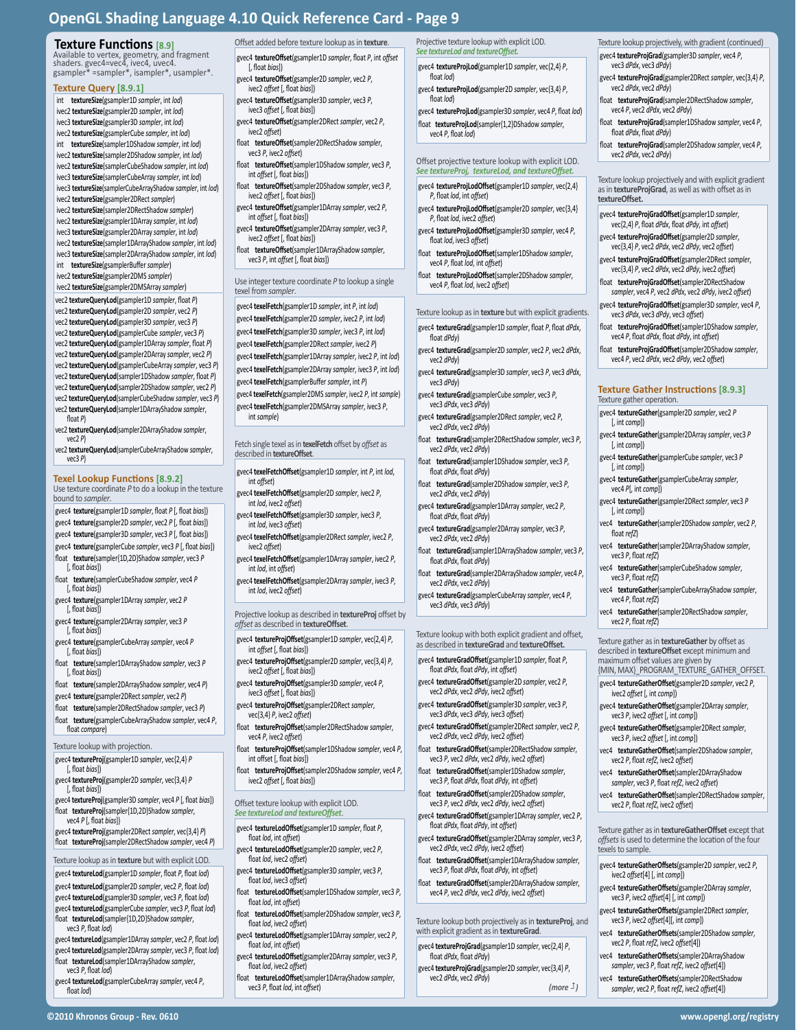# OpenGL Shading Language 4.10 Quick Reference Card - Page 9

## Texture Functions [8.9]

Available to vertex, geometry, and fragment shaders. gvec4=vec4, ivec4, uvec4.
gsampler* =sampler*, isampler*, usampler*.

### Texture Query [8.9.1]

```
int   textureSize(gsampler1D sampler, int lod)
ivec2 textureSize(gsampler2D sampler, int lod)
ivec3 textureSize(gsampler3D sampler, int lod)
ivec2 textureSize(gsamplerCube sampler, int lod)
int   textureSize(sampler1DShadow sampler, int lod)
ivec2 textureSize(sampler2DShadow sampler, int lod)
ivec2 textureSize(samplerCubeShadow sampler, int lod)
ivec3 textureSize(samplerCubeArray sampler, int lod)
ivec3 textureSize(samplerCubeArrayShadow sampler, int lod)
ivec2 textureSize(gsampler2DRect sampler)
ivec2 textureSize(gsampler2DRectShadow sampler)
ivec2 textureSize(gsampler1DArray sampler, int lod)
ivec3 textureSize(gsampler2DArray sampler, int lod)
ivec2 textureSize(sampler1DArrayShadow sampler, int lod)
ivec3 textureSize(sampler2DArrayShadow sampler, int lod)
int   textureSize(gsamplerBuffer sampler)
ivec2 textureSize(gsampler2DMS sampler)
ivec2 textureSize(gsampler2DMSArray sampler)
```

```
vec2 textureQueryLod(gsampler1D sampler, float P)
vec2 textureQueryLod(gsampler2D sampler, vec2 P)
vec2 textureQueryLod(gsampler3D sampler, vec3 P)
vec2 textureQueryLod(gsamplerCube sampler, vec3 P)
vec2 textureQueryLod(gsampler1DArray sampler, float P)
vec2 textureQueryLod(gsampler2DArray sampler, vec2 P)
vec2 textureQueryLod(gsamplerCubeArray sampler, vec3 P)
vec2 textureQueryLod(sampler1DShadow sampler, float P)
vec2 textureQueryLod(sampler2DShadow sampler, vec2 P)
vec2 textureQueryLod(samplerCubeShadow sampler, vec3 P)
vec2 textureQueryLod(sampler1DArrayShadow sampler, float P)
vec2 textureQueryLod(sampler2DArrayShadow sampler, vec2 P)
vec2 textureQueryLod(samplerCubeArrayShadow sampler, vec3 P)
```

### Texel Lookup Functions [8.9.2]

Use texture coordinate *P* to do a lookup in the texture bound to *sampler*.

```
gvec4 texture(gsampler1D sampler, float P [, float bias])
gvec4 texture(gsampler2D sampler, vec2 P [, float bias])
gvec4 texture(gsampler3D sampler, vec3 P [, float bias])
gvec4 texture(gsamplerCube sampler, vec3 P [, float bias])
float texture(sampler{1D,2D}Shadow sampler, vec3 P [, float bias])
float texture(samplerCubeShadow sampler, vec4 P [, float bias])
gvec4 texture(gsampler1DArray sampler, vec2 P [, float bias])
gvec4 texture(gsampler2DArray sampler, vec3 P [, float bias])
gvec4 texture(gsamplerCubeArray sampler, vec4 P [, float bias])
float texture(sampler1DArrayShadow sampler, vec3 P [, float bias])
float texture(sampler2DArrayShadow sampler, vec4 P)
gvec4 texture(gsampler2DRect sampler, vec2 P)
float texture(sampler2DRectShadow sampler, vec3 P)
float texture(gsamplerCubeArrayShadow sampler, vec4 P, float compare)
```

Texture lookup with projection.

```
gvec4 textureProj(gsampler1D sampler, vec{2,4} P [, float bias])
gvec4 textureProj(gsampler2D sampler, vec{3,4} P [, float bias])
gvec4 textureProj(gsampler3D sampler, vec4 P [, float bias])
float textureProj(sampler{1D,2D}Shadow sampler, vec4 P [, float bias])
gvec4 textureProj(gsampler2DRect sampler, vec{3,4} P)
float textureProj(sampler2DRectShadow sampler, vec4 P)
```

Texture lookup as in **texture** but with explicit LOD.

```
gvec4 textureLod(gsampler1D sampler, float P, float lod)
gvec4 textureLod(gsampler2D sampler, vec2 P, float lod)
gvec4 textureLod(gsampler3D sampler, vec3 P, float lod)
gvec4 textureLod(gsamplerCube sampler, vec3 P, float lod)
float textureLod(sampler{1D,2D}Shadow sampler, vec3 P, float lod)
gvec4 textureLod(gsampler1DArray sampler, vec2 P, float lod)
gvec4 textureLod(gsampler2DArray sampler, vec3 P, float lod)
float textureLod(sampler1DArrayShadow sampler, vec3 P, float lod)
gvec4 textureLod(gsamplerCubeArray sampler, vec4 P, float lod)
```

Offset added before texture lookup as in **texture**.

```
gvec4 textureOffset(gsampler1D sampler, float P, int offset [, float bias])
gvec4 textureOffset(gsampler2D sampler, vec2 P, ivec2 offset [, float bias])
gvec4 textureOffset(gsampler3D sampler, vec3 P, ivec3 offset [, float bias])
gvec4 textureOffset(gsampler2DRect sampler, vec2 P, ivec2 offset)
float textureOffset(sampler2DRectShadow sampler, vec3 P, ivec2 offset)
float textureOffset(sampler1DShadow sampler, vec3 P, int offset [, float bias])
float textureOffset(sampler2DShadow sampler, vec3 P, ivec2 offset [, float bias])
gvec4 textureOffset(gsampler1DArray sampler, vec2 P, int offset [, float bias])
gvec4 textureOffset(gsampler2DArray sampler, vec3 P, ivec2 offset [, float bias])
float textureOffset(sampler1DArrayShadow sampler, vec3 P, int offset [, float bias])
```

Use integer texture coordinate *P* to lookup a single texel from *sampler*.

```
gvec4 texelFetch(gsampler1D sampler, int P, int lod)
gvec4 texelFetch(gsampler2D sampler, ivec2 P, int lod)
gvec4 texelFetch(gsampler3D sampler, ivec3 P, int lod)
gvec4 texelFetch(gsampler2DRect sampler, ivec2 P)
gvec4 texelFetch(gsampler1DArray sampler, ivec2 P, int lod)
gvec4 texelFetch(gsampler2DArray sampler, ivec3 P, int lod)
gvec4 texelFetch(gsamplerBuffer sampler, int P)
gvec4 texelFetch(gsampler2DMS sampler, ivec2 P, int sample)
gvec4 texelFetch(gsampler2DMSArray sampler, ivec3 P, int sample)
```

Fetch single texel as in **texelFetch** offset by *offset* as described in **textureOffset**.

```
gvec4 texelFetchOffset(gsampler1D sampler, int P, int lod, int offset)
gvec4 texelFetchOffset(gsampler2D sampler, ivec2 P, int lod, ivec2 offset)
gvec4 texelFetchOffset(gsampler3D sampler, ivec3 P, int lod, ivec3 offset)
gvec4 texelFetchOffset(gsampler2DRect sampler, ivec2 P, ivec2 offset)
gvec4 texelFetchOffset(gsampler1DArray sampler, ivec2 P, int lod, int offset)
gvec4 texelFetchOffset(gsampler2DArray sampler, ivec3 P, int lod, ivec2 offset)
```

Projective lookup as described in **textureProj** offset by *offset* as described in **textureOffset**.

```
gvec4 textureProjOffset(gsampler1D sampler, vec{2,4} P, int offset [, float bias])
gvec4 textureProjOffset(gsampler2D sampler, vec{3,4} P, ivec2 offset [, float bias])
gvec4 textureProjOffset(gsampler3D sampler, vec4 P, ivec3 offset [, float bias])
gvec4 textureProjOffset(gsampler2DRect sampler, vec{3,4} P, ivec2 offset)
float textureProjOffset(sampler2DRectShadow sampler, vec4 P, ivec2 offset)
float textureProjOffset(sampler1DShadow sampler, vec4 P, int offset [, float bias])
float textureProjOffset(sampler2DShadow sampler, vec4 P, ivec2 offset [, float bias])
```

Offset texture lookup with explicit LOD.
*See textureLod and textureOffset.*

```
gvec4 textureLodOffset(gsampler1D sampler, float P, float lod, int offset)
gvec4 textureLodOffset(gsampler2D sampler, vec2 P, float lod, ivec2 offset)
gvec4 textureLodOffset(gsampler3D sampler, vec3 P, float lod, ivec3 offset)
float textureLodOffset(sampler1DShadow sampler, vec3 P, float lod, int offset)
float textureLodOffset(sampler2DShadow sampler, vec3 P, float lod, ivec2 offset)
gvec4 textureLodOffset(gsampler1DArray sampler, vec2 P, float lod, int offset)
gvec4 textureLodOffset(gsampler2DArray sampler, vec3 P, float lod, ivec2 offset)
float textureLodOffset(sampler1DArrayShadow sampler, vec3 P, float lod, int offset)
```

Projective texture lookup with explicit LOD.
*See textureLod and textureOffset.*

```
gvec4 textureProjLod(gsampler1D sampler, vec{2,4} P, float lod)
gvec4 textureProjLod(gsampler2D sampler, vec{3,4} P, float lod)
gvec4 textureProjLod(gsampler3D sampler, vec4 P, float lod)
float textureProjLod(sampler{1,2}DShadow sampler, vec4 P, float lod)
```

Offset projective texture lookup with explicit LOD.
*See textureProj, textureLod, and textureOffset.*

```
gvec4 textureProjLodOffset(gsampler1D sampler, vec{2,4} P, float lod, int offset)
gvec4 textureProjLodOffset(gsampler2D sampler, vec{3,4} P, float lod, ivec2 offset)
gvec4 textureProjLodOffset(gsampler3D sampler, vec4 P, float lod, ivec3 offset)
float textureProjLodOffset(sampler1DShadow sampler, vec4 P, float lod, int offset)
float textureProjLodOffset(sampler2DShadow sampler, vec4 P, float lod, ivec2 offset)
```

Texture lookup as in **texture** but with explicit gradients.

```
gvec4 textureGrad(gsampler1D sampler, float P, float dPdx, float dPdy)
gvec4 textureGrad(gsampler2D sampler, vec2 P, vec2 dPdx, vec2 dPdy)
gvec4 textureGrad(gsampler3D sampler, vec3 P, vec3 dPdx, vec3 dPdy)
gvec4 textureGrad(gsamplerCube sampler, vec3 P, vec3 dPdx, vec3 dPdy)
gvec4 textureGrad(gsampler2DRect sampler, vec2 P, vec2 dPdx, vec2 dPdy)
float textureGrad(gsampler2DRectShadow sampler, vec3 P, vec2 dPdx, vec2 dPdy)
float textureGrad(sampler1DShadow sampler, vec3 P, float dPdx, float dPdy)
float textureGrad(sampler2DShadow sampler, vec3 P, vec2 dPdx, vec2 dPdy)
gvec4 textureGrad(gsampler1DArray sampler, vec2 P, float dPdx, float dPdy)
gvec4 textureGrad(gsampler2DArray sampler, vec3 P, vec2 dPdx, vec2 dPdy)
float textureGrad(sampler1DArrayShadow sampler, vec3 P, float dPdx, float dPdy)
float textureGrad(sampler2DArrayShadow sampler, vec4 P, vec2 dPdx, vec2 dPdy)
gvec4 textureGrad(gsamplerCubeArray sampler, vec4 P, vec3 dPdx, vec3 dPdy)
```

Texture lookup with both explicit gradient and offset, as described in **textureGrad** and **textureOffset.**

```
gvec4 textureGradOffset(gsampler1D sampler, float P, float dPdx, float dPdy, int offset)
gvec4 textureGradOffset(gsampler2D sampler, vec2 P, vec2 dPdx, vec2 dPdy, ivec2 offset)
gvec4 textureGradOffset(gsampler3D sampler, vec3 P, vec3 dPdx, vec3 dPdy, ivec3 offset)
gvec4 textureGradOffset(gsampler2DRect sampler, vec2 P, vec2 dPdx, vec2 dPdy, ivec2 offset)
float textureGradOffset(sampler2DRectShadow sampler, vec3 P, vec2 dPdx, vec2 dPdy, ivec2 offset)
float textureGradOffset(sampler1DShadow sampler, vec3 P, float dPdx, float dPdy, int offset)
float textureGradOffset(sampler2DShadow sampler, vec3 P, vec2 dPdx, vec2 dPdy, ivec2 offset)
gvec4 textureGradOffset(gsampler1DArray sampler, vec2 P, float dPdx, float dPdy, int offset)
gvec4 textureGradOffset(gsampler2DArray sampler, vec3 P, vec2 dPdx, vec2 dPdy, ivec2 offset)
float textureGradOffset(sampler1DArrayShadow sampler, vec3 P, float dPdx, float dPdy, int offset)
float textureGradOffset(sampler2DArrayShadow sampler, vec4 P, vec2 dPdx, vec2 dPdy, ivec2 offset)
```

Texture lookup both projectively as in **textureProj**, and with explicit gradient as in **textureGrad**.

```
gvec4 textureProjGrad(gsampler1D sampler, vec{2,4} P, float dPdx, float dPdy)
gvec4 textureProjGrad(gsampler2D sampler, vec{3,4} P, vec2 dPdx, vec2 dPdy)
```

*(more ↓)*

Texture lookup projectively, with gradient (continued)

```
gvec4 textureProjGrad(gsampler3D sampler, vec4 P, vec3 dPdx, vec3 dPdy)
gvec4 textureProjGrad(gsampler2DRect sampler, vec{3,4} P, vec2 dPdx, vec2 dPdy)
float textureProjGrad(sampler2DRectShadow sampler, vec4 P, vec2 dPdx, vec2 dPdy)
float textureProjGrad(sampler1DShadow sampler, vec4 P, float dPdx, float dPdy)
float textureProjGrad(sampler2DShadow sampler, vec4 P, vec2 dPdx, vec2 dPdy)
```

Texture lookup projectively and with explicit gradient as in **textureProjGrad**, as well as with offset as in **textureOffset.**

```
gvec4 textureProjGradOffset(gsampler1D sampler, vec{2,4} P, float dPdx, float dPdy, int offset)
gvec4 textureProjGradOffset(gsampler2D sampler, vec{3,4} P, vec2 dPdx, vec2 dPdy, vec2 offset)
gvec4 textureProjGradOffset(gsampler2DRect sampler, vec{3,4} P, vec2 dPdx, vec2 dPdy, ivec2 offset)
float textureProjGradOffset(sampler2DRectShadow sampler, vec4 P, vec2 dPdx, vec2 dPdy, ivec2 offset)
gvec4 textureProjGradOffset(gsampler3D sampler, vec4 P, vec3 dPdx, vec3 dPdy, vec3 offset)
float textureProjGradOffset(sampler1DShadow sampler, vec4 P, float dPdx, float dPdy, int offset)
float textureProjGradOffset(sampler2DShadow sampler, vec4 P, vec2 dPdx, vec2 dPdy, vec2 offset)
```

### Texture Gather Instructions [8.9.3]

Texture gather operation.

```
gvec4 textureGather(gsampler2D sampler, vec2 P [, int comp])
gvec4 textureGather(gsampler2DArray sampler, vec3 P [, int comp])
gvec4 textureGather(gsamplerCube sampler, vec3 P [, int comp])
gvec4 textureGather(gsamplerCubeArray sampler, vec4 P[, int comp])
gvec4 textureGather(gsampler2DRect sampler, vec3 P [, int comp])
vec4  textureGather(sampler2DShadow sampler, vec2 P, float refZ)
vec4  textureGather(sampler2DArrayShadow sampler, vec3 P, float refZ)
vec4  textureGather(samplerCubeShadow sampler, vec3 P, float refZ)
vec4  textureGather(samplerCubeArrayShadow sampler, vec4 P, float refZ)
vec4  textureGather(sampler2DRectShadow sampler, vec2 P, float refZ)
```

Texture gather as in **textureGather** by offset as described in **textureOffset** except minimum and maximum offset values are given by {MIN, MAX}_PROGRAM_TEXTURE_GATHER_OFFSET.

```
gvec4 textureGatherOffset(gsampler2D sampler, vec2 P, ivec2 offset [, int comp])
gvec4 textureGatherOffset(gsampler2DArray sampler, vec3 P, ivec2 offset [, int comp])
gvec4 textureGatherOffset(gsampler2DRect sampler, vec3 P, ivec2 offset [, int comp])
vec4  textureGatherOffset(sampler2DShadow sampler, vec2 P, float refZ, ivec2 offset)
vec4  textureGatherOffset(sampler2DArrayShadow sampler, vec3 P, float refZ, ivec2 offset)
vec4  textureGatherOffset(sampler2DRectShadow sampler, vec2 P, float refZ, ivec2 offset)
```

Texture gather as in **textureGatherOffset** except that *offsets* is used to determine the location of the four texels to sample.

```
gvec4 textureGatherOffsets(gsampler2D sampler, vec2 P, ivec2 offset[4] [, int comp])
gvec4 textureGatherOffsets(gsampler2DArray sampler, vec3 P, ivec2 offset[4] [, int comp])
gvec4 textureGatherOffsets(gsampler2DRect sampler, vec3 P, ivec2 offset[4][, int comp])
vec4  textureGatherOffsets(sampler2DShadow sampler, vec2 P, float refZ, ivec2 offset[4])
vec4  textureGatherOffsets(sampler2DArrayShadow sampler, vec3 P, float refZ, ivec2 offset[4])
vec4  textureGatherOffsets(sampler2DRectShadow sampler, vec2 P, float refZ, ivec2 offset[4])
```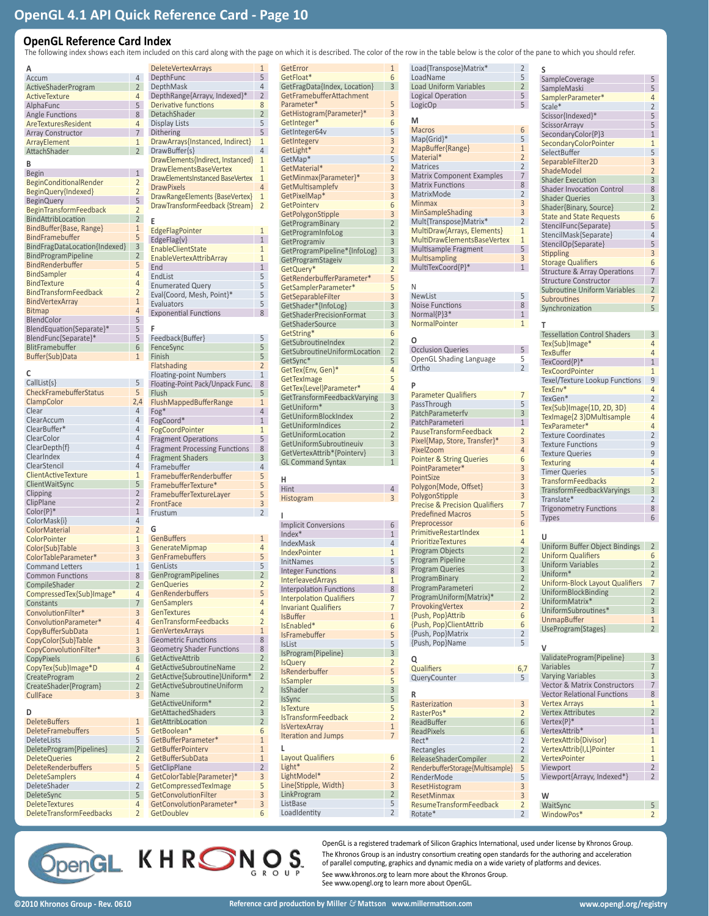## OpenGL Reference Card Index

The following index shows each item included on this card along with the page on which it is described. The color of the row in the table below is the color of the pane to which you should refer.

### A

| | |
|---|---|
| Accum | 4 |
| ActiveShaderProgram | 2 |
| ActiveTexture | 4 |
| AlphaFunc | 5 |
| Angle Functions | 8 |
| AreTexturesResident | 4 |
| Array Constructor | 7 |
| ArrayElement | 1 |
| AttachShader | 2 |

### B

| | |
|---|---|
| Begin | 1 |
| BeginConditionalRender | 2 |
| BeginQuery{Indexed} | 2 |
| BeginQuery | 5 |
| BeginTransformFeedback | 2 |
| BindAttribLocation | 2 |
| BindBuffer{Base, Range} | 1 |
| BindFramebuffer | 5 |
| BindFragDataLocation{Indexed} | 3 |
| BindProgramPipeline | 2 |
| BindRenderbuffer | 5 |
| BindSampler | 4 |
| BindTexture | 4 |
| BindTransformFeedback | 2 |
| BindVertexArray | 1 |
| Bitmap | 4 |
| BlendColor | 5 |
| BlendEquation{Separate}* | 5 |
| BlendFunc{Separate}* | 5 |
| BlitFramebuffer | 6 |
| Buffer{Sub}Data | 1 |

### C

| | |
|---|---|
| CallList{s} | 5 |
| CheckFramebufferStatus | 5 |
| ClampColor | 2,4 |
| Clear | 4 |
| ClearAccum | 4 |
| ClearBuffer* | 4 |
| ClearColor | 4 |
| ClearDepth{f} | 4 |
| ClearIndex | 4 |
| ClearStencil | 4 |
| ClientActiveTexture | 1 |
| ClientWaitSync | 5 |
| Clipping | 2 |
| ClipPlane | 2 |
| Color{P}* | 1 |
| ColorMask{i} | 4 |
| ColorMaterial | 2 |
| ColorPointer | 1 |
| Color{Sub}Table | 3 |
| ColorTableParameter* | 3 |
| Command Letters | 1 |
| Common Functions | 8 |
| CompileShader | 2 |
| CompressedTex{Sub}Image* | 4 |
| Constants | 7 |
| ConvolutionFilter* | 3 |
| ConvolutionParameter* | 4 |
| CopyBufferSubData | 1 |
| CopyColor{Sub}Table | 3 |
| CopyConvolutionFilter* | 3 |
| CopyPixels | 6 |
| CopyTex{Sub}Image*D | 4 |
| CreateProgram | 2 |
| CreateShader{Program} | 2 |
| CullFace | 3 |

### D

| | |
|---|---|
| DeleteBuffers | 1 |
| DeleteFramebuffers | 5 |
| DeleteLists | 5 |
| DeleteProgram{Pipelines} | 2 |
| DeleteQueries | 2 |
| DeleteRenderbuffers | 5 |
| DeleteSamplers | 4 |
| DeleteShader | 2 |
| DeleteSync | 5 |
| DeleteTextures | 4 |
| DeleteTransformFeedbacks | 2 |
| DeleteVertexArrays | 1 |
| DepthFunc | 5 |
| DepthMask | 4 |
| DepthRange{Arrayv, Indexed}* | 2 |
| Derivative functions | 8 |
| DetachShader | 2 |
| Display Lists | 5 |
| Dithering | 5 |
| DrawArrays{Instanced, Indirect} | 1 |
| DrawBuffer{s} | 4 |
| DrawElements{Indirect, Instanced} | 1 |
| DrawElementsBaseVertex | 1 |
| DrawElementsInstanced BaseVertex | 1 |
| DrawPixels | 4 |
| DrawRangeElements {BaseVertex} | 1 |
| DrawTransformFeedback {Stream} | 2 |

### E

| | |
|---|---|
| EdgeFlagPointer | 1 |
| EdgeFlag{v} | 1 |
| EnableClientState | 1 |
| EnableVertexAttribArray | 1 |
| End | 1 |
| EndList | 5 |
| Enumerated Query | 5 |
| Eval{Coord, Mesh, Point}* | 5 |
| Evaluators | 5 |
| Exponential Functions | 8 |

### F

| | |
|---|---|
| Feedback{Buffer} | 5 |
| FenceSync | 5 |
| Finish | 5 |
| Flatshading | 2 |
| Floating-point Numbers | 1 |
| Floating-Point Pack/Unpack Func. | 8 |
| Flush | 5 |
| FlushMappedBufferRange | 1 |
| Fog* | 4 |
| FogCoord* | 1 |
| FogCoordPointer | 1 |
| Fragment Operations | 5 |
| Fragment Processing Functions | 8 |
| Fragment Shaders | 3 |
| Framebuffer | 4 |
| FramebufferRenderbuffer | 5 |
| FramebufferTexture* | 5 |
| FramebufferTextureLayer | 5 |
| FrontFace | 3 |
| Frustum | 2 |

### G

| | |
|---|---|
| GenBuffers | 1 |
| GenerateMipmap | 4 |
| GenFramebuffers | 5 |
| GenLists | 5 |
| GenProgramPipelines | 2 |
| GenQueries | 2 |
| GenRenderbuffers | 5 |
| GenSamplers | 4 |
| GenTextures | 4 |
| GenTransformFeedbacks | 2 |
| GenVertexArrays | 1 |
| Geometric Functions | 8 |
| Geometry Shader Functions | 8 |
| GetActiveAttrib | 2 |
| GetActiveSubroutineName | 2 |
| GetActive{Subroutine}Uniform* | 2 |
| GetActiveSubroutineUniform Name | 2 |
| GetActiveUniform* | 2 |
| GetAttachedShaders | 3 |
| GetAttribLocation | 2 |
| GetBoolean* | 6 |
| GetBufferParameter* | 1 |
| GetBufferPointerv | 1 |
| GetBufferSubData | 1 |
| GetClipPlane | 2 |
| GetColorTable{Parameter}* | 3 |
| GetCompressedTexImage | 5 |
| GetConvolutionFilter | 3 |
| GetConvolutionParameter* | 3 |
| GetDoublev | 6 |
| GetError | 1 |
| GetFloat* | 6 |
| GetFragData{Index, Location} | 3 |
| GetFramebufferAttachment Parameter* | 5 |
| GetHistogram{Parameter}* | 3 |
| GetInteger* | 6 |
| GetInteger64v | 5 |
| GetIntegerv | 3 |
| GetLight* | 2 |
| GetMap* | 5 |
| GetMaterial* | 2 |
| GetMinmax{Parameter}* | 3 |
| GetMultisamplefv | 3 |
| GetPixelMap* | 3 |
| GetPointerv | 6 |
| GetPolygonStipple | 3 |
| GetProgramBinary | 2 |
| GetProgramInfoLog | 3 |
| GetProgramiv | 3 |
| GetProgramPipeline*{InfoLog} | 3 |
| GetProgramStageiv | 3 |
| GetQuery* | 2 |
| GetRenderbufferParameter* | 5 |
| GetSamplerParameter* | 5 |
| GetSeparableFilter | 3 |
| GetShader*{InfoLog} | 3 |
| GetShaderPrecisionFormat | 3 |
| GetShaderSource | 3 |
| GetString* | 6 |
| GetSubroutineIndex | 2 |
| GetSubroutineUniformLocation | 2 |
| GetSync* | 5 |
| GetTex{Env, Gen}* | 4 |
| GetTexImage | 5 |
| GetTex{Level}Parameter* | 4 |
| GetTransformFeedbackVarying | 3 |
| GetUniform* | 3 |
| GetUniformBlockIndex | 2 |
| GetUniformIndices | 2 |
| GetUniformLocation | 2 |
| GetUniformSubroutineuiv | 3 |
| GetVertexAttrib*{Pointerv} | 3 |
| GL Command Syntax | 1 |

### H

| | |
|---|---|
| Hint | 4 |
| Histogram | 3 |

### I

| | |
|---|---|
| Implicit Conversions | 6 |
| Index* | 1 |
| IndexMask | 4 |
| IndexPointer | 1 |
| InitNames | 5 |
| Integer Functions | 8 |
| InterleavedArrays | 1 |
| Interpolation Functions | 8 |
| Interpolation Qualifiers | 7 |
| Invariant Qualifiers | 7 |
| IsBuffer | 1 |
| IsEnabled* | 6 |
| IsFramebuffer | 5 |
| IsList | 5 |
| IsProgram{Pipeline} | 3 |
| IsQuery | 2 |
| IsRenderbuffer | 5 |
| IsSampler | 5 |
| IsShader | 3 |
| IsSync | 5 |
| IsTexture | 5 |
| IsTransformFeedback | 2 |
| IsVertexArray | 1 |
| Iteration and Jumps | 7 |

### L

| | |
|---|---|
| Layout Qualifiers | 6 |
| Light* | 2 |
| LightModel* | 2 |
| Line{Stipple, Width} | 3 |
| LinkProgram | 2 |
| ListBase | 5 |
| LoadIdentity | 2 |
| Load{Transpose}Matrix* | 2 |
| LoadName | 5 |
| Load Uniform Variables | 2 |
| Logical Operation | 5 |
| LogicOp | 5 |

### M

| | |
|---|---|
| Macros | 6 |
| Map{Grid}* | 5 |
| MapBuffer{Range} | 1 |
| Material* | 2 |
| Matrices | 2 |
| Matrix Component Examples | 7 |
| Matrix Functions | 8 |
| MatrixMode | 2 |
| Minmax | 3 |
| MinSampleShading | 3 |
| Mult{Transpose}Matrix* | 2 |
| MultiDraw{Arrays, Elements} | 1 |
| MultiDrawElementsBaseVertex | 1 |
| Multisample Fragment | 5 |
| Multisampling | 3 |
| MultiTexCoord{P}* | 1 |

### N

| | |
|---|---|
| NewList | 5 |
| Noise Functions | 8 |
| Normal{P}3* | 1 |
| NormalPointer | 1 |

### O

| | |
|---|---|
| Occlusion Queries | 5 |
| OpenGL Shading Language | 5 |
| Ortho | 2 |

### P

| | |
|---|---|
| Parameter Qualifiers | 7 |
| PassThrough | 5 |
| PatchParameterfv | 3 |
| PatchParameteri | 1 |
| PauseTransformFeedback | 2 |
| Pixel{Map, Store, Transfer}* | 3 |
| PixelZoom | 4 |
| Pointer & String Queries | 6 |
| PointParameter* | 3 |
| PointSize | 3 |
| Polygon{Mode, Offset} | 3 |
| PolygonStipple | 3 |
| Precise & Precision Qualifiers | 7 |
| Predefined Macros | 5 |
| Preprocessor | 6 |
| PrimitiveRestartIndex | 1 |
| PrioritizeTextures | 4 |
| Program Objects | 2 |
| Program Pipeline | 2 |
| Program Queries | 3 |
| ProgramBinary | 2 |
| ProgramParameteri | 2 |
| ProgramUniform{Matrix}* | 2 |
| ProvokingVertex | 2 |
| {Push, Pop}Attrib | 6 |
| {Push, Pop}ClientAttrib | 6 |
| {Push, Pop}Matrix | 2 |
| {Push, Pop}Name | 5 |

### Q

| | |
|---|---|
| Qualifiers | 6,7 |
| QueryCounter | 5 |

### R

| | |
|---|---|
| Rasterization | 3 |
| RasterPos* | 2 |
| ReadBuffer | 6 |
| ReadPixels | 6 |
| Rect* | 2 |
| Rectangles | 2 |
| ReleaseShaderCompiler | 2 |
| RenderbufferStorage{Multisample} | 5 |
| RenderMode | 5 |
| ResetHistogram | 3 |
| ResetMinmax | 3 |
| ResumeTransformFeedback | 2 |
| Rotate* | 2 |

### S

| | |
|---|---|
| SampleCoverage | 5 |
| SampleMaski | 5 |
| SamplerParameter* | 4 |
| Scale* | 2 |
| Scissor{Indexed}* | 5 |
| ScissorArrayv | 5 |
| SecondaryColor{P}3 | 1 |
| SecondaryColorPointer | 1 |
| SelectBuffer | 5 |
| SeparableFilter2D | 3 |
| ShadeModel | 2 |
| Shader Execution | 3 |
| Shader Invocation Control | 8 |
| Shader Queries | 3 |
| Shader{Binary, Source} | 2 |
| State and State Requests | 6 |
| StencilFunc{Separate} | 5 |
| StencilMask{Separate} | 4 |
| StencilOp{Separate} | 5 |
| Stippling | 3 |
| Storage Qualifiers | 6 |
| Structure & Array Operations | 7 |
| Structure Constructor | 7 |
| Subroutine Uniform Variables | 2 |
| Subroutines | 7 |
| Synchronization | 5 |

### T

| | |
|---|---|
| Tessellation Control Shaders | 3 |
| Tex{Sub}Image* | 4 |
| TexBuffer | 4 |
| TexCoord{P}* | 1 |
| TexCoordPointer | 1 |
| Texel/Texture Lookup Functions | 9 |
| TexEnv* | 4 |
| TexGen* | 2 |
| Tex{Sub}Image{1D, 2D, 3D} | 4 |
| TexImage{2 3}DMultisample | 4 |
| TexParameter* | 4 |
| Texture Coordinates | 2 |
| Texture Functions | 9 |
| Texture Queries | 9 |
| Texturing | 4 |
| Timer Queries | 5 |
| TransformFeedback | 2 |
| TransformFeedbackVaryings | 3 |
| Translate* | 2 |
| Trigonometry Functions | 8 |
| Types | 6 |

### U

| | |
|---|---|
| Uniform Buffer Object Bindings | 2 |
| Uniform Qualifiers | 6 |
| Uniform Variables | 2 |
| Uniform* | 2 |
| Uniform-Block Layout Qualifiers | 7 |
| UniformBlockBinding | 2 |
| UniformMatrix* | 2 |
| UniformSubroutines* | 3 |
| UnmapBuffer | 1 |
| UseProgram{Stages} | 2 |

### V

| | |
|---|---|
| ValidateProgram{Pipeline} | 3 |
| Variables | 7 |
| Varying Variables | 3 |
| Vector & Matrix Constructors | 7 |
| Vector Relational Functions | 8 |
| Vertex Arrays | 1 |
| Vertex Attributes | 2 |
| Vertex{P}* | 1 |
| VertexAttrib* | 1 |
| VertexAttrib{Divisor} | 1 |
| VertexAttrib{I,L}Pointer | 1 |
| VertexPointer | 1 |
| Viewport | 2 |
| Viewport{Arrayv, Indexed*} | 2 |

### W

| | |
|---|---|
| WaitSync | 5 |
| WindowPos* | 2 |

OpenGL is a registered trademark of Silicon Graphics International, used under license by Khronos Group.

The Khronos Group is an industry consortium creating open standards for the authoring and acceleration of parallel computing, graphics and dynamic media on a wide variety of platforms and devices.

See www.khronos.org to learn more about the Khronos Group.
See www.opengl.org to learn more about OpenGL.

©2010 Khronos Group - Rev. 0610 — Reference card production by Miller & Mattson www.millermattson.com — www.opengl.org/registry